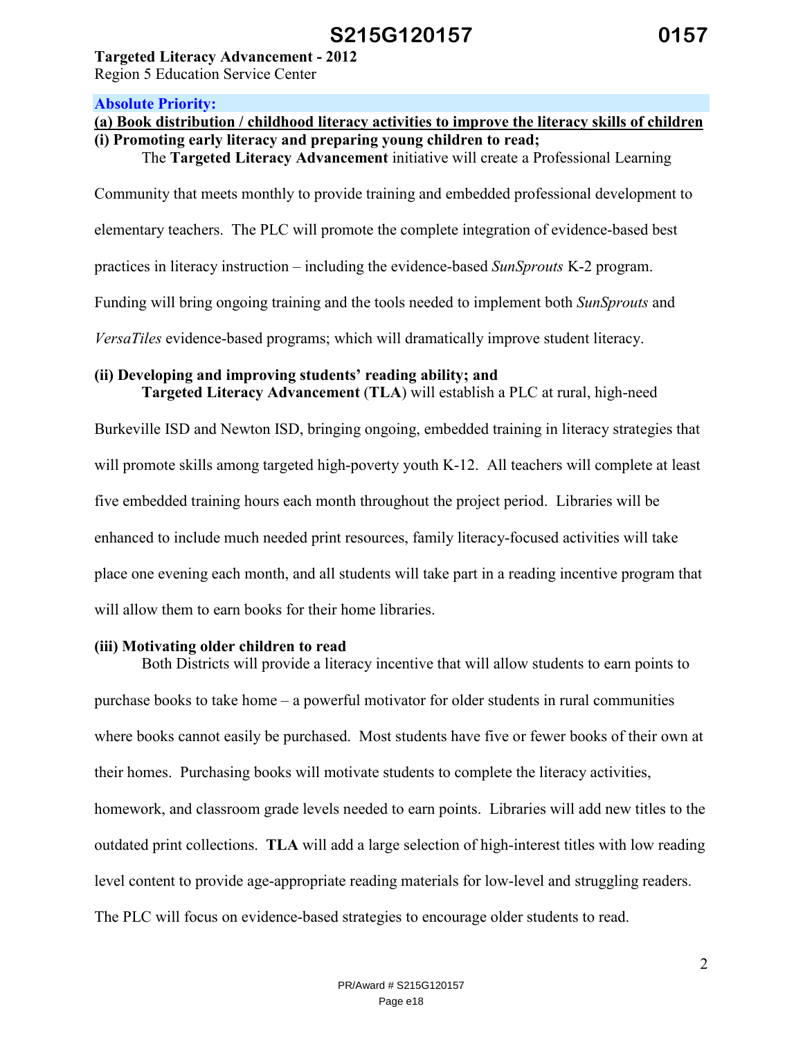**Targeted Literacy Advancement - 2012**
Region 5 Education Service Center

## Absolute Priority:

### (a) Book distribution / childhood literacy activities to improve the literacy skills of children

#### (i) Promoting early literacy and preparing young children to read;

The **Targeted Literacy Advancement** initiative will create a Professional Learning Community that meets monthly to provide training and embedded professional development to elementary teachers. The PLC will promote the complete integration of evidence-based best practices in literacy instruction – including the evidence-based *SunSprouts* K-2 program. Funding will bring ongoing training and the tools needed to implement both *SunSprouts* and *VersaTiles* evidence-based programs; which will dramatically improve student literacy.

#### (ii) Developing and improving students' reading ability; and

**Targeted Literacy Advancement** (**TLA**) will establish a PLC at rural, high-need Burkeville ISD and Newton ISD, bringing ongoing, embedded training in literacy strategies that will promote skills among targeted high-poverty youth K-12. All teachers will complete at least five embedded training hours each month throughout the project period. Libraries will be enhanced to include much needed print resources, family literacy-focused activities will take place one evening each month, and all students will take part in a reading incentive program that will allow them to earn books for their home libraries.

#### (iii) Motivating older children to read

Both Districts will provide a literacy incentive that will allow students to earn points to purchase books to take home – a powerful motivator for older students in rural communities where books cannot easily be purchased. Most students have five or fewer books of their own at their homes. Purchasing books will motivate students to complete the literacy activities, homework, and classroom grade levels needed to earn points. Libraries will add new titles to the outdated print collections. **TLA** will add a large selection of high-interest titles with low reading level content to provide age-appropriate reading materials for low-level and struggling readers. The PLC will focus on evidence-based strategies to encourage older students to read.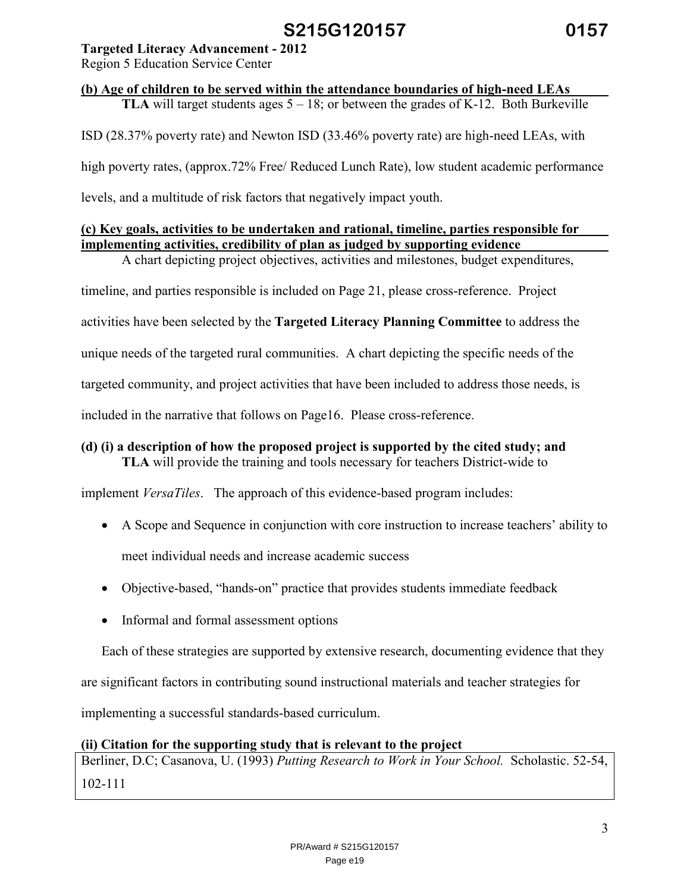**Targeted Literacy Advancement - 2012**
Region 5 Education Service Center

**(b) Age of children to be served within the attendance boundaries of high-need LEAs**

**TLA** will target students ages 5 – 18; or between the grades of K-12. Both Burkeville ISD (28.37% poverty rate) and Newton ISD (33.46% poverty rate) are high-need LEAs, with high poverty rates, (approx.72% Free/ Reduced Lunch Rate), low student academic performance levels, and a multitude of risk factors that negatively impact youth.

**(c) Key goals, activities to be undertaken and rational, timeline, parties responsible for implementing activities, credibility of plan as judged by supporting evidence**

A chart depicting project objectives, activities and milestones, budget expenditures, timeline, and parties responsible is included on Page 21, please cross-reference. Project activities have been selected by the **Targeted Literacy Planning Committee** to address the unique needs of the targeted rural communities. A chart depicting the specific needs of the targeted community, and project activities that have been included to address those needs, is included in the narrative that follows on Page16. Please cross-reference.

**(d) (i) a description of how the proposed project is supported by the cited study; and**

**TLA** will provide the training and tools necessary for teachers District-wide to implement *VersaTiles*. The approach of this evidence-based program includes:

- A Scope and Sequence in conjunction with core instruction to increase teachers' ability to meet individual needs and increase academic success
- Objective-based, "hands-on" practice that provides students immediate feedback
- Informal and formal assessment options

Each of these strategies are supported by extensive research, documenting evidence that they are significant factors in contributing sound instructional materials and teacher strategies for implementing a successful standards-based curriculum.

**(ii) Citation for the supporting study that is relevant to the project**

Berliner, D.C; Casanova, U. (1993) *Putting Research to Work in Your School.* Scholastic. 52-54, 102-111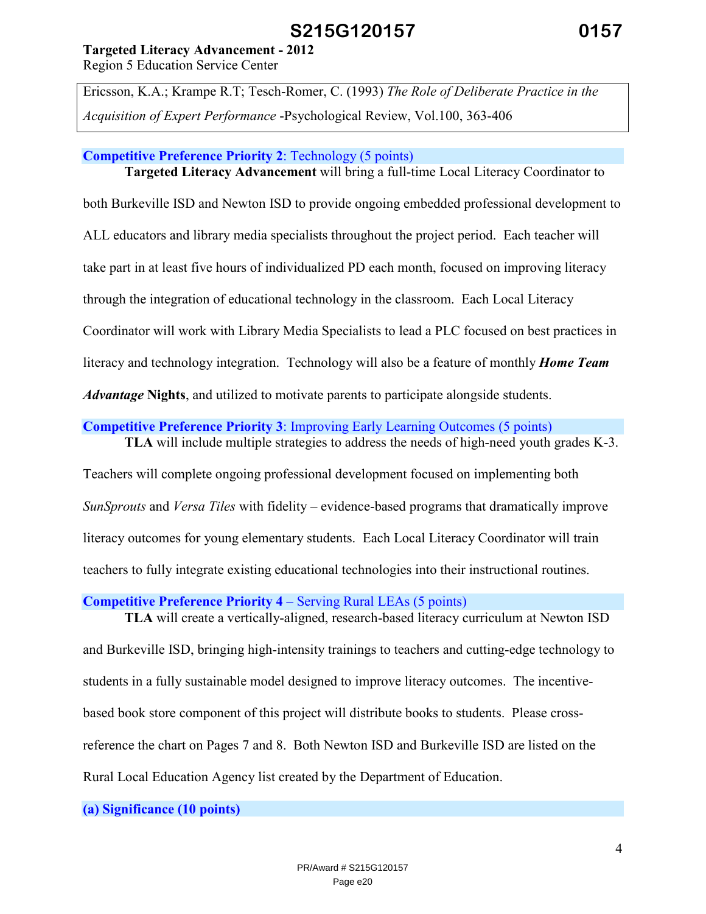Ericsson, K.A.; Krampe R.T; Tesch-Romer, C. (1993) *The Role of Deliberate Practice in the Acquisition of Expert Performance* -Psychological Review, Vol.100, 363-406

**Competitive Preference Priority 2**: Technology (5 points)

**Targeted Literacy Advancement** will bring a full-time Local Literacy Coordinator to both Burkeville ISD and Newton ISD to provide ongoing embedded professional development to ALL educators and library media specialists throughout the project period. Each teacher will take part in at least five hours of individualized PD each month, focused on improving literacy through the integration of educational technology in the classroom. Each Local Literacy Coordinator will work with Library Media Specialists to lead a PLC focused on best practices in literacy and technology integration. Technology will also be a feature of monthly ***Home Team Advantage* Nights**, and utilized to motivate parents to participate alongside students.

**Competitive Preference Priority 3**: Improving Early Learning Outcomes (5 points)

**TLA** will include multiple strategies to address the needs of high-need youth grades K-3. Teachers will complete ongoing professional development focused on implementing both *SunSprouts* and *Versa Tiles* with fidelity – evidence-based programs that dramatically improve literacy outcomes for young elementary students. Each Local Literacy Coordinator will train teachers to fully integrate existing educational technologies into their instructional routines.

**Competitive Preference Priority 4** – Serving Rural LEAs (5 points)

**TLA** will create a vertically-aligned, research-based literacy curriculum at Newton ISD and Burkeville ISD, bringing high-intensity trainings to teachers and cutting-edge technology to students in a fully sustainable model designed to improve literacy outcomes. The incentive-based book store component of this project will distribute books to students. Please cross-reference the chart on Pages 7 and 8. Both Newton ISD and Burkeville ISD are listed on the Rural Local Education Agency list created by the Department of Education.

**(a) Significance (10 points)**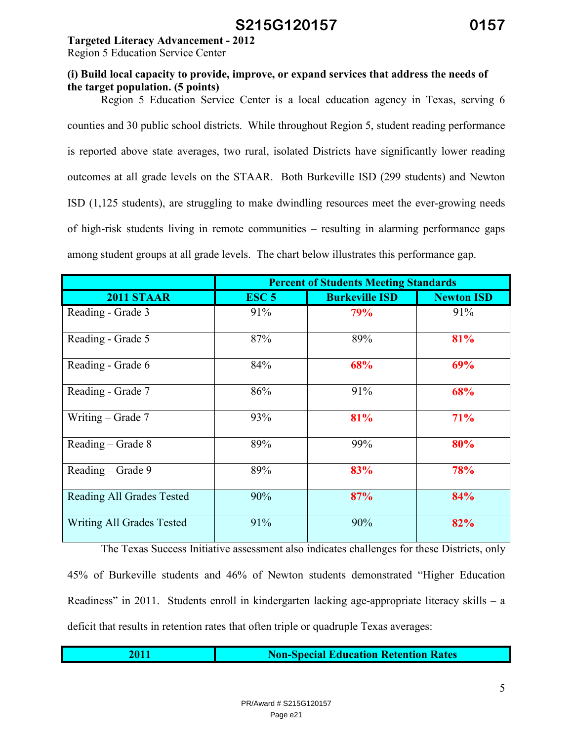**Targeted Literacy Advancement - 2012**
Region 5 Education Service Center

**(i) Build local capacity to provide, improve, or expand services that address the needs of the target population. (5 points)**

Region 5 Education Service Center is a local education agency in Texas, serving 6 counties and 30 public school districts. While throughout Region 5, student reading performance is reported above state averages, two rural, isolated Districts have significantly lower reading outcomes at all grade levels on the STAAR. Both Burkeville ISD (299 students) and Newton ISD (1,125 students), are struggling to make dwindling resources meet the ever-growing needs of high-risk students living in remote communities – resulting in alarming performance gaps among student groups at all grade levels. The chart below illustrates this performance gap.

| | Percent of Students Meeting Standards | | |
|---|---|---|---|
| **2011 STAAR** | **ESC 5** | **Burkeville ISD** | **Newton ISD** |
| Reading - Grade 3 | 91% | **79%** | 91% |
| Reading - Grade 5 | 87% | 89% | **81%** |
| Reading - Grade 6 | 84% | **68%** | **69%** |
| Reading - Grade 7 | 86% | 91% | **68%** |
| Writing – Grade 7 | 93% | **81%** | **71%** |
| Reading – Grade 8 | 89% | 99% | **80%** |
| Reading – Grade 9 | 89% | **83%** | **78%** |
| Reading All Grades Tested | 90% | **87%** | **84%** |
| Writing All Grades Tested | 91% | 90% | **82%** |

The Texas Success Initiative assessment also indicates challenges for these Districts, only 45% of Burkeville students and 46% of Newton students demonstrated "Higher Education Readiness" in 2011. Students enroll in kindergarten lacking age-appropriate literacy skills – a deficit that results in retention rates that often triple or quadruple Texas averages:

| 2011 | Non-Special Education Retention Rates |
|---|---|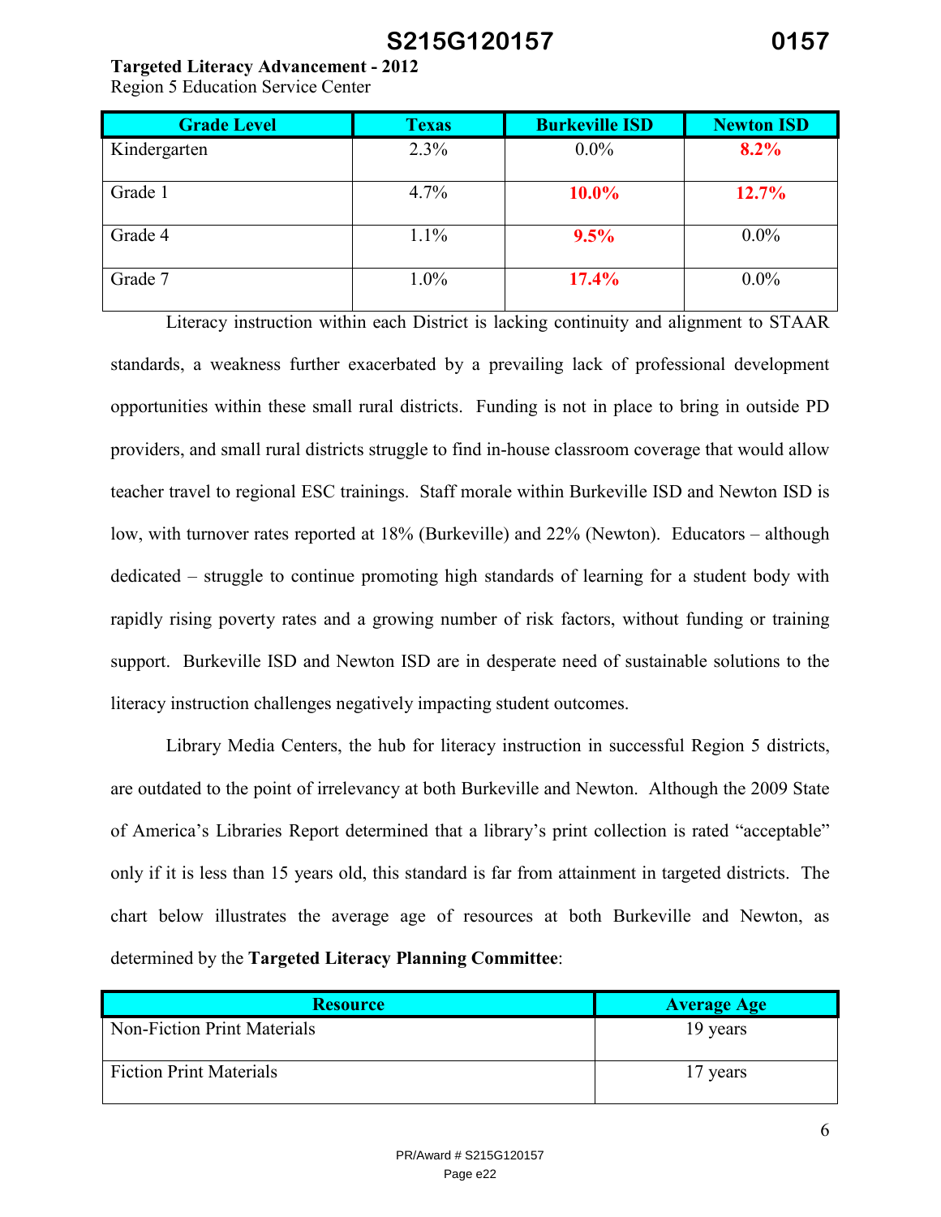**Targeted Literacy Advancement - 2012**
Region 5 Education Service Center

| Grade Level | Texas | Burkeville ISD | Newton ISD |
|---|---|---|---|
| Kindergarten | 2.3% | 0.0% | **8.2%** |
| Grade 1 | 4.7% | **10.0%** | **12.7%** |
| Grade 4 | 1.1% | **9.5%** | 0.0% |
| Grade 7 | 1.0% | **17.4%** | 0.0% |

Literacy instruction within each District is lacking continuity and alignment to STAAR standards, a weakness further exacerbated by a prevailing lack of professional development opportunities within these small rural districts. Funding is not in place to bring in outside PD providers, and small rural districts struggle to find in-house classroom coverage that would allow teacher travel to regional ESC trainings. Staff morale within Burkeville ISD and Newton ISD is low, with turnover rates reported at 18% (Burkeville) and 22% (Newton). Educators – although dedicated – struggle to continue promoting high standards of learning for a student body with rapidly rising poverty rates and a growing number of risk factors, without funding or training support. Burkeville ISD and Newton ISD are in desperate need of sustainable solutions to the literacy instruction challenges negatively impacting student outcomes.

Library Media Centers, the hub for literacy instruction in successful Region 5 districts, are outdated to the point of irrelevancy at both Burkeville and Newton. Although the 2009 State of America's Libraries Report determined that a library's print collection is rated "acceptable" only if it is less than 15 years old, this standard is far from attainment in targeted districts. The chart below illustrates the average age of resources at both Burkeville and Newton, as determined by the **Targeted Literacy Planning Committee**:

| Resource | Average Age |
|---|---|
| Non-Fiction Print Materials | 19 years |
| Fiction Print Materials | 17 years |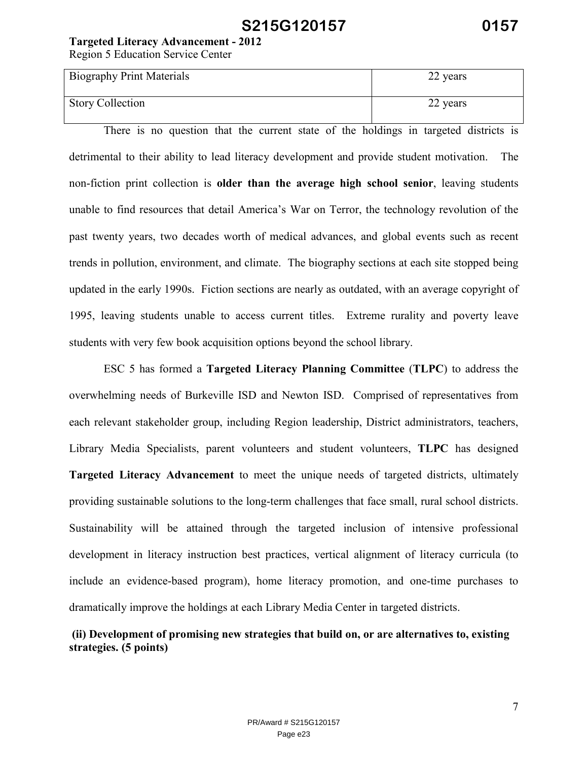| Biography Print Materials | 22 years |
|---|---|
| Story Collection | 22 years |

There is no question that the current state of the holdings in targeted districts is detrimental to their ability to lead literacy development and provide student motivation. The non-fiction print collection is **older than the average high school senior**, leaving students unable to find resources that detail America's War on Terror, the technology revolution of the past twenty years, two decades worth of medical advances, and global events such as recent trends in pollution, environment, and climate. The biography sections at each site stopped being updated in the early 1990s. Fiction sections are nearly as outdated, with an average copyright of 1995, leaving students unable to access current titles. Extreme rurality and poverty leave students with very few book acquisition options beyond the school library.

ESC 5 has formed a **Targeted Literacy Planning Committee** (**TLPC**) to address the overwhelming needs of Burkeville ISD and Newton ISD. Comprised of representatives from each relevant stakeholder group, including Region leadership, District administrators, teachers, Library Media Specialists, parent volunteers and student volunteers, **TLPC** has designed **Targeted Literacy Advancement** to meet the unique needs of targeted districts, ultimately providing sustainable solutions to the long-term challenges that face small, rural school districts. Sustainability will be attained through the targeted inclusion of intensive professional development in literacy instruction best practices, vertical alignment of literacy curricula (to include an evidence-based program), home literacy promotion, and one-time purchases to dramatically improve the holdings at each Library Media Center in targeted districts.

**(ii) Development of promising new strategies that build on, or are alternatives to, existing strategies. (5 points)**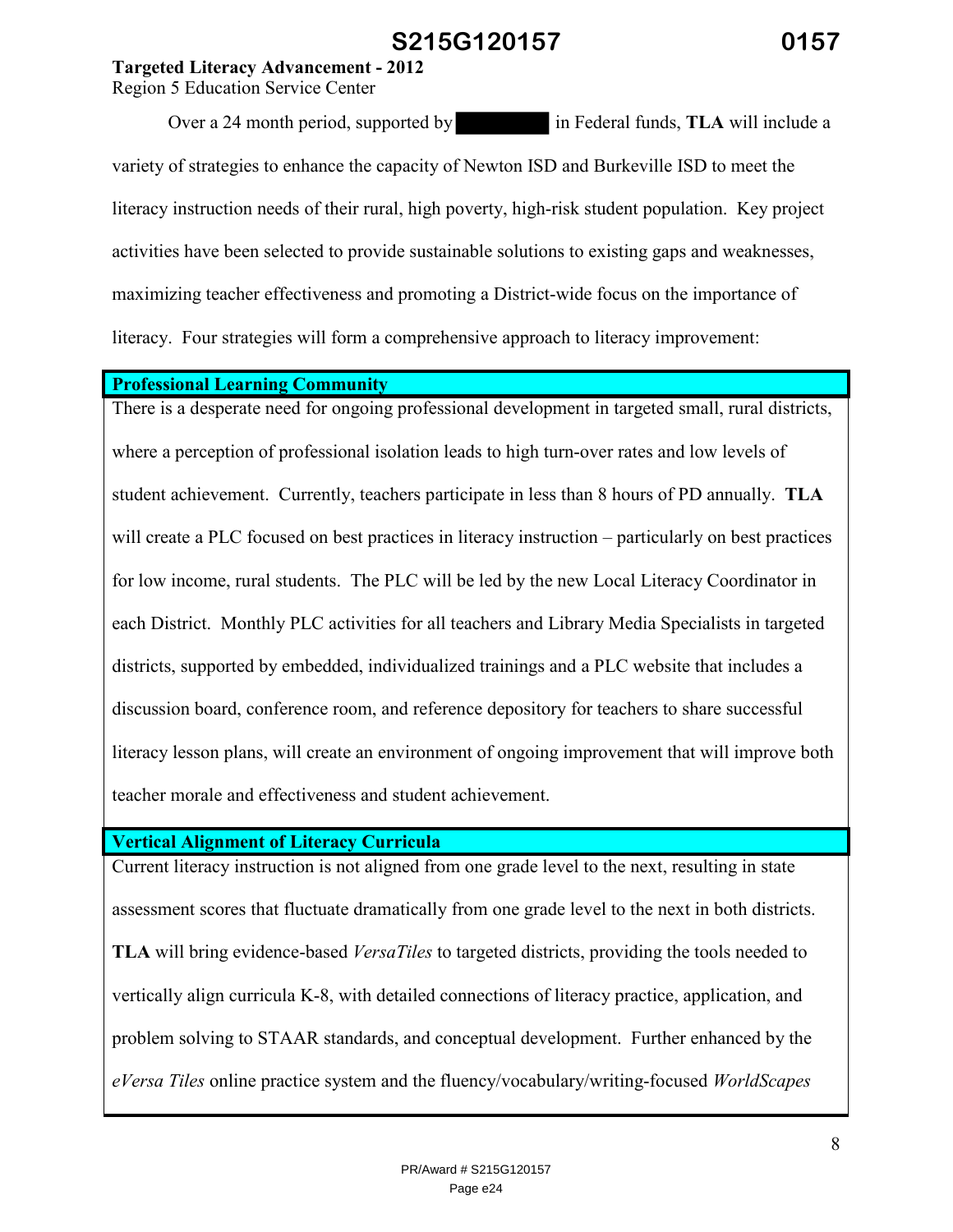**Targeted Literacy Advancement - 2012**
Region 5 Education Service Center

Over a 24 month period, supported by [REDACTED] in Federal funds, **TLA** will include a variety of strategies to enhance the capacity of Newton ISD and Burkeville ISD to meet the literacy instruction needs of their rural, high poverty, high-risk student population. Key project activities have been selected to provide sustainable solutions to existing gaps and weaknesses, maximizing teacher effectiveness and promoting a District-wide focus on the importance of literacy. Four strategies will form a comprehensive approach to literacy improvement:

**Professional Learning Community**

There is a desperate need for ongoing professional development in targeted small, rural districts, where a perception of professional isolation leads to high turn-over rates and low levels of student achievement. Currently, teachers participate in less than 8 hours of PD annually. **TLA** will create a PLC focused on best practices in literacy instruction – particularly on best practices for low income, rural students. The PLC will be led by the new Local Literacy Coordinator in each District. Monthly PLC activities for all teachers and Library Media Specialists in targeted districts, supported by embedded, individualized trainings and a PLC website that includes a discussion board, conference room, and reference depository for teachers to share successful literacy lesson plans, will create an environment of ongoing improvement that will improve both teacher morale and effectiveness and student achievement.

**Vertical Alignment of Literacy Curricula**

Current literacy instruction is not aligned from one grade level to the next, resulting in state assessment scores that fluctuate dramatically from one grade level to the next in both districts. **TLA** will bring evidence-based *VersaTiles* to targeted districts, providing the tools needed to vertically align curricula K-8, with detailed connections of literacy practice, application, and problem solving to STAAR standards, and conceptual development. Further enhanced by the *eVersa Tiles* online practice system and the fluency/vocabulary/writing-focused *WorldScapes*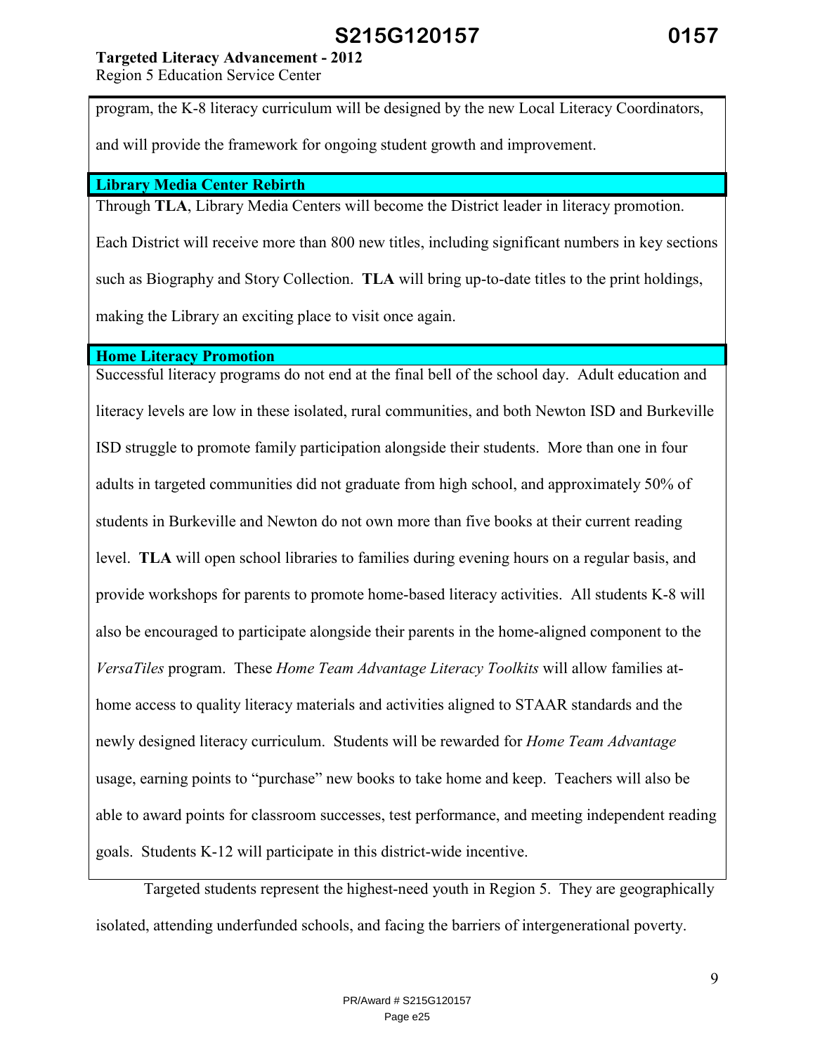program, the K-8 literacy curriculum will be designed by the new Local Literacy Coordinators, and will provide the framework for ongoing student growth and improvement.

**Library Media Center Rebirth**

Through **TLA**, Library Media Centers will become the District leader in literacy promotion. Each District will receive more than 800 new titles, including significant numbers in key sections such as Biography and Story Collection. **TLA** will bring up-to-date titles to the print holdings, making the Library an exciting place to visit once again.

**Home Literacy Promotion**

Successful literacy programs do not end at the final bell of the school day. Adult education and literacy levels are low in these isolated, rural communities, and both Newton ISD and Burkeville ISD struggle to promote family participation alongside their students. More than one in four adults in targeted communities did not graduate from high school, and approximately 50% of students in Burkeville and Newton do not own more than five books at their current reading level. **TLA** will open school libraries to families during evening hours on a regular basis, and provide workshops for parents to promote home-based literacy activities. All students K-8 will also be encouraged to participate alongside their parents in the home-aligned component to the *VersaTiles* program. These *Home Team Advantage Literacy Toolkits* will allow families at-home access to quality literacy materials and activities aligned to STAAR standards and the newly designed literacy curriculum. Students will be rewarded for *Home Team Advantage* usage, earning points to "purchase" new books to take home and keep. Teachers will also be able to award points for classroom successes, test performance, and meeting independent reading goals. Students K-12 will participate in this district-wide incentive.

Targeted students represent the highest-need youth in Region 5. They are geographically isolated, attending underfunded schools, and facing the barriers of intergenerational poverty.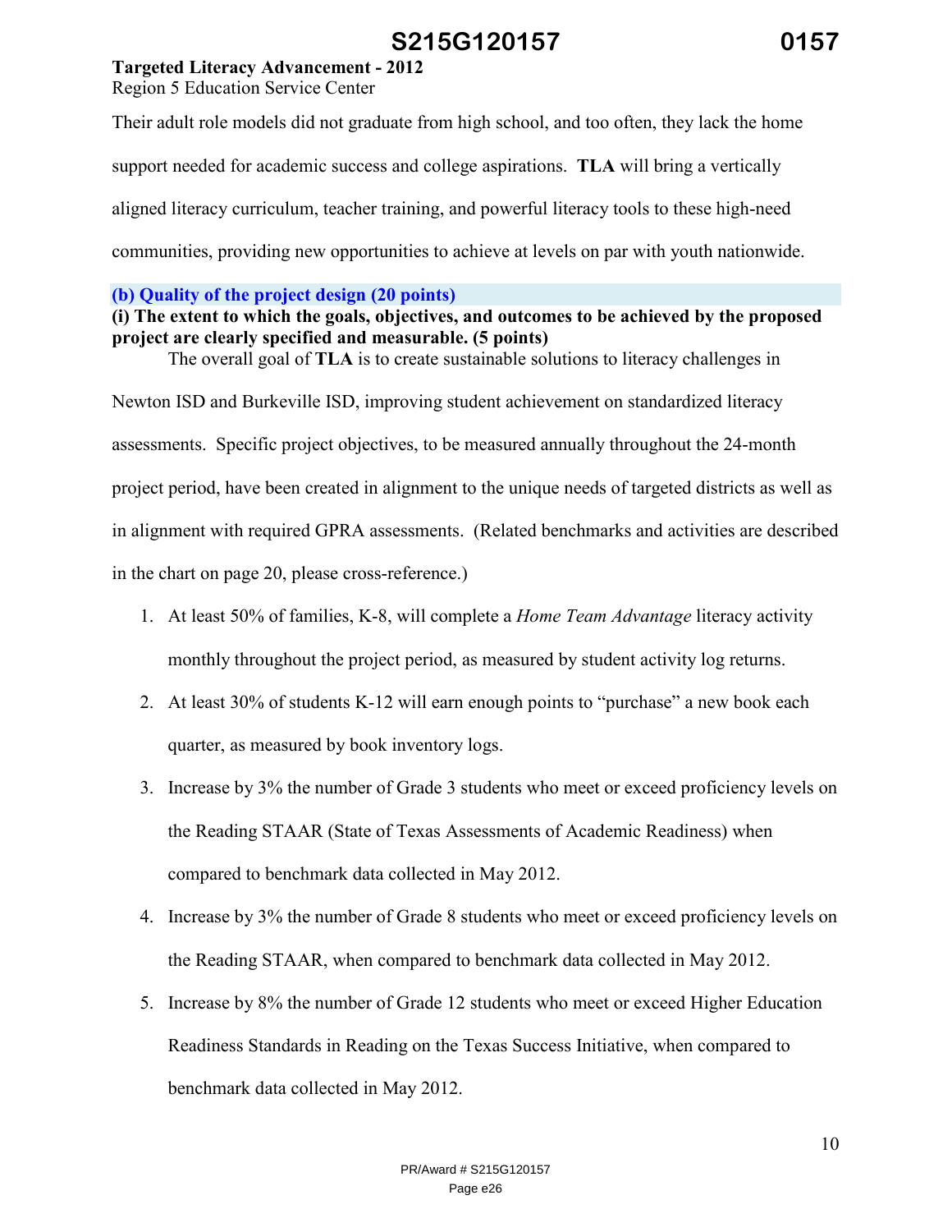Their adult role models did not graduate from high school, and too often, they lack the home support needed for academic success and college aspirations. **TLA** will bring a vertically aligned literacy curriculum, teacher training, and powerful literacy tools to these high-need communities, providing new opportunities to achieve at levels on par with youth nationwide.

## (b) Quality of the project design (20 points)

### (i) The extent to which the goals, objectives, and outcomes to be achieved by the proposed project are clearly specified and measurable. (5 points)

The overall goal of **TLA** is to create sustainable solutions to literacy challenges in Newton ISD and Burkeville ISD, improving student achievement on standardized literacy assessments. Specific project objectives, to be measured annually throughout the 24-month project period, have been created in alignment to the unique needs of targeted districts as well as in alignment with required GPRA assessments. (Related benchmarks and activities are described in the chart on page 20, please cross-reference.)

1. At least 50% of families, K-8, will complete a *Home Team Advantage* literacy activity monthly throughout the project period, as measured by student activity log returns.
2. At least 30% of students K-12 will earn enough points to "purchase" a new book each quarter, as measured by book inventory logs.
3. Increase by 3% the number of Grade 3 students who meet or exceed proficiency levels on the Reading STAAR (State of Texas Assessments of Academic Readiness) when compared to benchmark data collected in May 2012.
4. Increase by 3% the number of Grade 8 students who meet or exceed proficiency levels on the Reading STAAR, when compared to benchmark data collected in May 2012.
5. Increase by 8% the number of Grade 12 students who meet or exceed Higher Education Readiness Standards in Reading on the Texas Success Initiative, when compared to benchmark data collected in May 2012.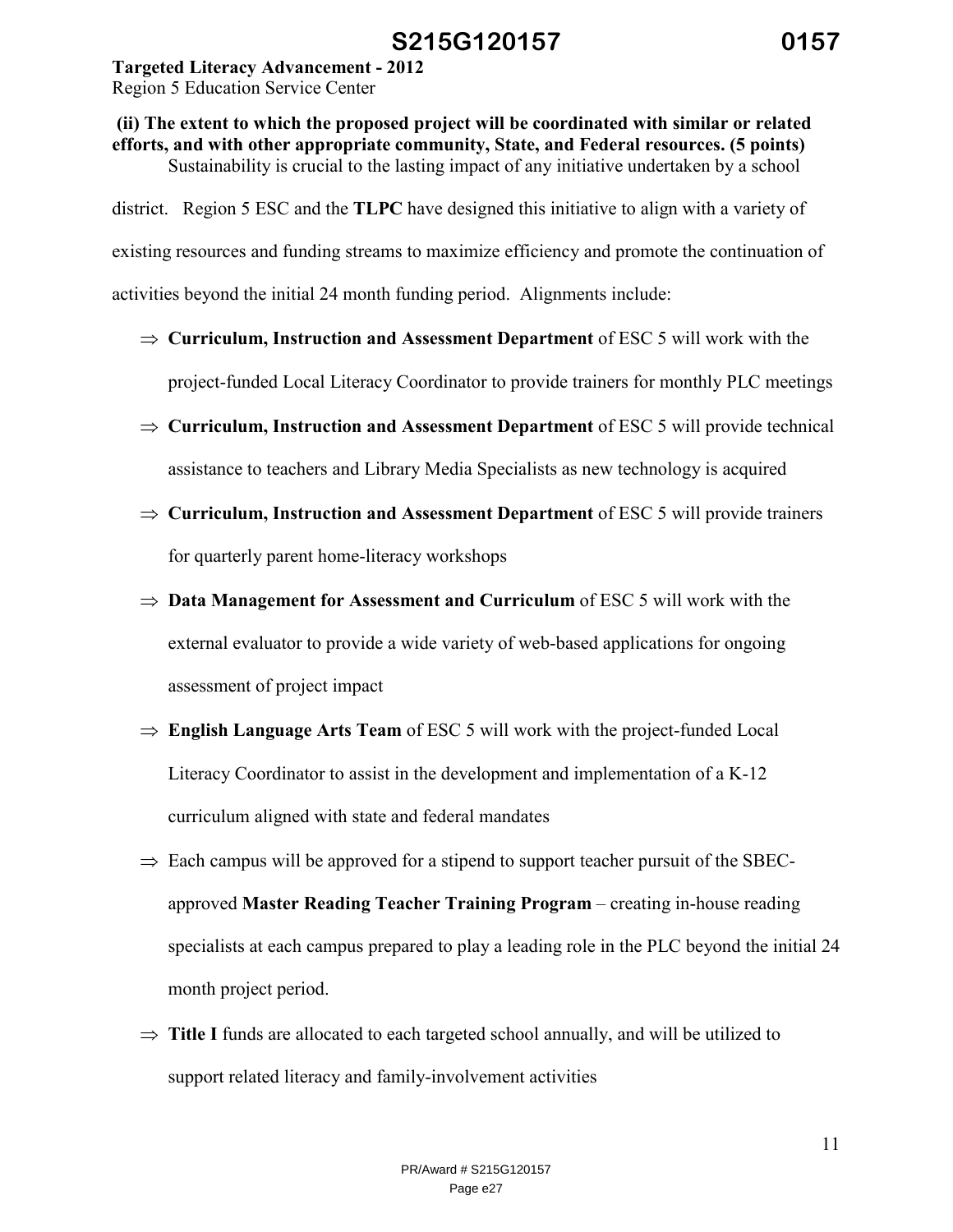**(ii) The extent to which the proposed project will be coordinated with similar or related efforts, and with other appropriate community, State, and Federal resources. (5 points)**

Sustainability is crucial to the lasting impact of any initiative undertaken by a school district. Region 5 ESC and the **TLPC** have designed this initiative to align with a variety of existing resources and funding streams to maximize efficiency and promote the continuation of activities beyond the initial 24 month funding period. Alignments include:

- ⇒ **Curriculum, Instruction and Assessment Department** of ESC 5 will work with the project-funded Local Literacy Coordinator to provide trainers for monthly PLC meetings
- ⇒ **Curriculum, Instruction and Assessment Department** of ESC 5 will provide technical assistance to teachers and Library Media Specialists as new technology is acquired
- ⇒ **Curriculum, Instruction and Assessment Department** of ESC 5 will provide trainers for quarterly parent home-literacy workshops
- ⇒ **Data Management for Assessment and Curriculum** of ESC 5 will work with the external evaluator to provide a wide variety of web-based applications for ongoing assessment of project impact
- ⇒ **English Language Arts Team** of ESC 5 will work with the project-funded Local Literacy Coordinator to assist in the development and implementation of a K-12 curriculum aligned with state and federal mandates
- ⇒ Each campus will be approved for a stipend to support teacher pursuit of the SBEC-approved **Master Reading Teacher Training Program** – creating in-house reading specialists at each campus prepared to play a leading role in the PLC beyond the initial 24 month project period.
- ⇒ **Title I** funds are allocated to each targeted school annually, and will be utilized to support related literacy and family-involvement activities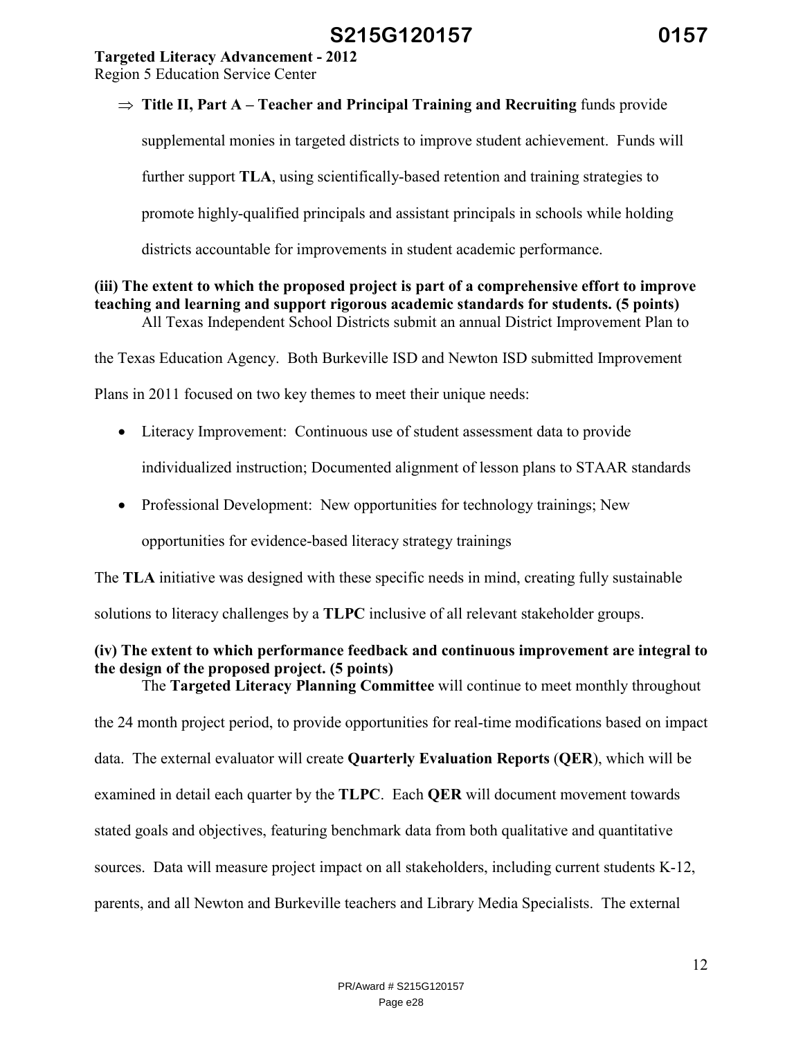⇒ **Title II, Part A – Teacher and Principal Training and Recruiting** funds provide supplemental monies in targeted districts to improve student achievement. Funds will further support **TLA**, using scientifically-based retention and training strategies to promote highly-qualified principals and assistant principals in schools while holding districts accountable for improvements in student academic performance.

**(iii) The extent to which the proposed project is part of a comprehensive effort to improve teaching and learning and support rigorous academic standards for students. (5 points)**

All Texas Independent School Districts submit an annual District Improvement Plan to the Texas Education Agency. Both Burkeville ISD and Newton ISD submitted Improvement Plans in 2011 focused on two key themes to meet their unique needs:

- Literacy Improvement: Continuous use of student assessment data to provide individualized instruction; Documented alignment of lesson plans to STAAR standards
- Professional Development: New opportunities for technology trainings; New opportunities for evidence-based literacy strategy trainings

The **TLA** initiative was designed with these specific needs in mind, creating fully sustainable solutions to literacy challenges by a **TLPC** inclusive of all relevant stakeholder groups.

**(iv) The extent to which performance feedback and continuous improvement are integral to the design of the proposed project. (5 points)**

The **Targeted Literacy Planning Committee** will continue to meet monthly throughout the 24 month project period, to provide opportunities for real-time modifications based on impact data. The external evaluator will create **Quarterly Evaluation Reports** (**QER**), which will be examined in detail each quarter by the **TLPC**. Each **QER** will document movement towards stated goals and objectives, featuring benchmark data from both qualitative and quantitative sources. Data will measure project impact on all stakeholders, including current students K-12, parents, and all Newton and Burkeville teachers and Library Media Specialists. The external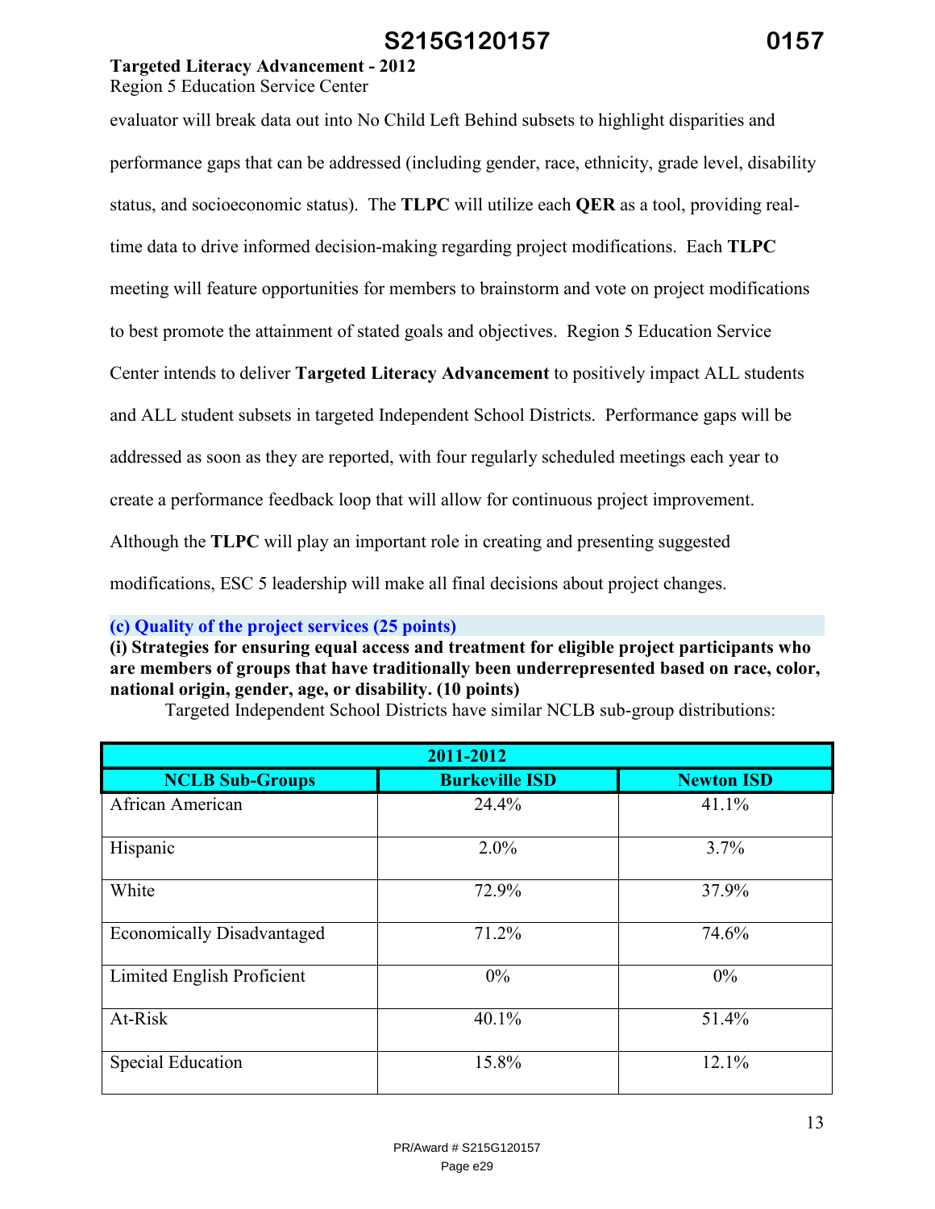evaluator will break data out into No Child Left Behind subsets to highlight disparities and performance gaps that can be addressed (including gender, race, ethnicity, grade level, disability status, and socioeconomic status). The **TLPC** will utilize each **QER** as a tool, providing real-time data to drive informed decision-making regarding project modifications. Each **TLPC** meeting will feature opportunities for members to brainstorm and vote on project modifications to best promote the attainment of stated goals and objectives. Region 5 Education Service Center intends to deliver **Targeted Literacy Advancement** to positively impact ALL students and ALL student subsets in targeted Independent School Districts. Performance gaps will be addressed as soon as they are reported, with four regularly scheduled meetings each year to create a performance feedback loop that will allow for continuous project improvement. Although the **TLPC** will play an important role in creating and presenting suggested modifications, ESC 5 leadership will make all final decisions about project changes.

## (c) Quality of the project services (25 points)

**(i) Strategies for ensuring equal access and treatment for eligible project participants who are members of groups that have traditionally been underrepresented based on race, color, national origin, gender, age, or disability. (10 points)**

Targeted Independent School Districts have similar NCLB sub-group distributions:

| 2011-2012 | | |
|---|---|---|
| **NCLB Sub-Groups** | **Burkeville ISD** | **Newton ISD** |
| African American | 24.4% | 41.1% |
| Hispanic | 2.0% | 3.7% |
| White | 72.9% | 37.9% |
| Economically Disadvantaged | 71.2% | 74.6% |
| Limited English Proficient | 0% | 0% |
| At-Risk | 40.1% | 51.4% |
| Special Education | 15.8% | 12.1% |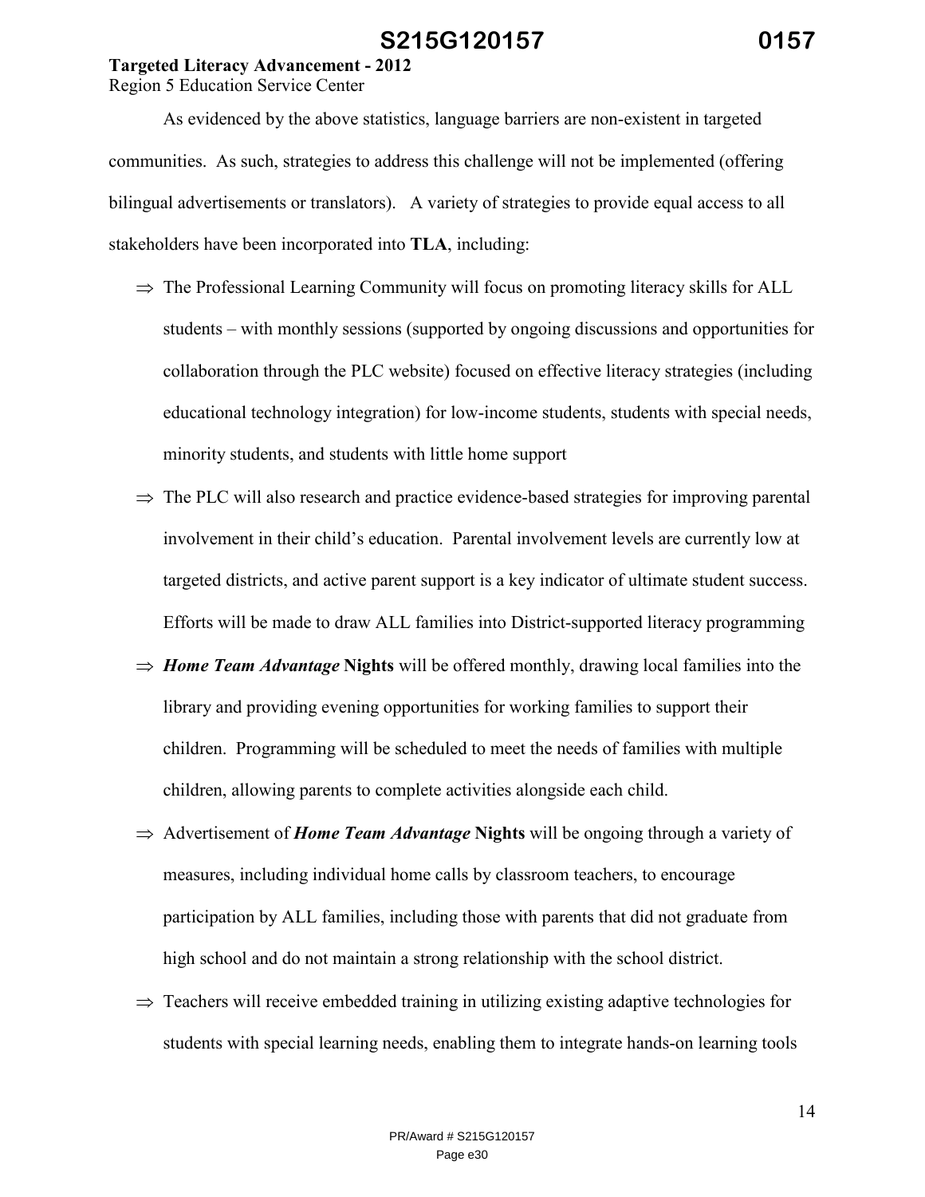As evidenced by the above statistics, language barriers are non-existent in targeted communities. As such, strategies to address this challenge will not be implemented (offering bilingual advertisements or translators). A variety of strategies to provide equal access to all stakeholders have been incorporated into **TLA**, including:

- ⇒ The Professional Learning Community will focus on promoting literacy skills for ALL students – with monthly sessions (supported by ongoing discussions and opportunities for collaboration through the PLC website) focused on effective literacy strategies (including educational technology integration) for low-income students, students with special needs, minority students, and students with little home support
- ⇒ The PLC will also research and practice evidence-based strategies for improving parental involvement in their child's education. Parental involvement levels are currently low at targeted districts, and active parent support is a key indicator of ultimate student success. Efforts will be made to draw ALL families into District-supported literacy programming
- ⇒ ***Home Team Advantage*** **Nights** will be offered monthly, drawing local families into the library and providing evening opportunities for working families to support their children. Programming will be scheduled to meet the needs of families with multiple children, allowing parents to complete activities alongside each child.
- ⇒ Advertisement of ***Home Team Advantage*** **Nights** will be ongoing through a variety of measures, including individual home calls by classroom teachers, to encourage participation by ALL families, including those with parents that did not graduate from high school and do not maintain a strong relationship with the school district.
- ⇒ Teachers will receive embedded training in utilizing existing adaptive technologies for students with special learning needs, enabling them to integrate hands-on learning tools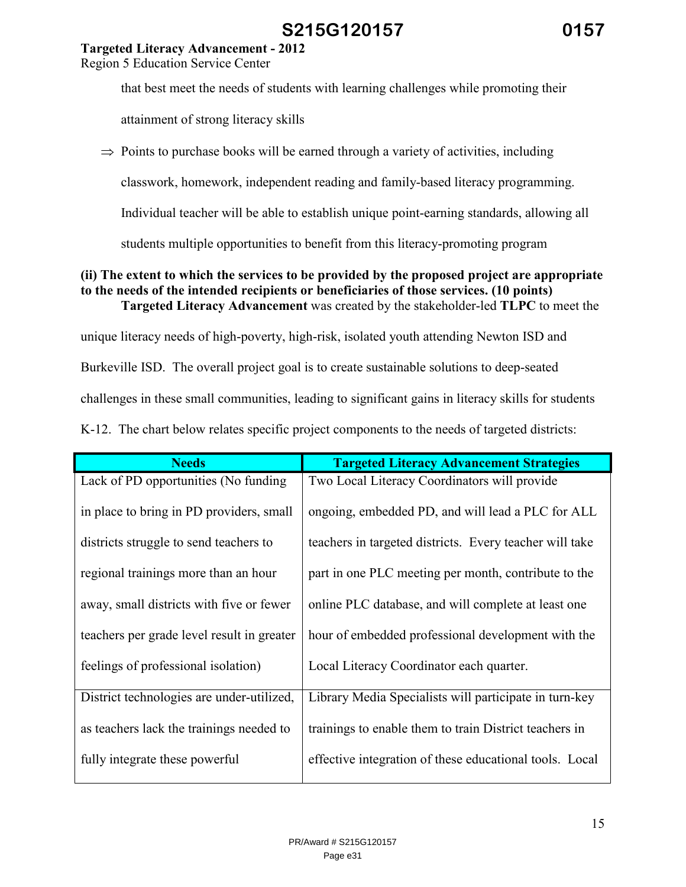that best meet the needs of students with learning challenges while promoting their attainment of strong literacy skills

⇒ Points to purchase books will be earned through a variety of activities, including classwork, homework, independent reading and family-based literacy programming. Individual teacher will be able to establish unique point-earning standards, allowing all students multiple opportunities to benefit from this literacy-promoting program

**(ii) The extent to which the services to be provided by the proposed project are appropriate to the needs of the intended recipients or beneficiaries of those services. (10 points)**

**Targeted Literacy Advancement** was created by the stakeholder-led **TLPC** to meet the unique literacy needs of high-poverty, high-risk, isolated youth attending Newton ISD and Burkeville ISD. The overall project goal is to create sustainable solutions to deep-seated challenges in these small communities, leading to significant gains in literacy skills for students K-12. The chart below relates specific project components to the needs of targeted districts:

| Needs | Targeted Literacy Advancement Strategies |
|---|---|
| Lack of PD opportunities (No funding in place to bring in PD providers, small districts struggle to send teachers to regional trainings more than an hour away, small districts with five or fewer teachers per grade level result in greater feelings of professional isolation) | Two Local Literacy Coordinators will provide ongoing, embedded PD, and will lead a PLC for ALL teachers in targeted districts. Every teacher will take part in one PLC meeting per month, contribute to the online PLC database, and will complete at least one hour of embedded professional development with the Local Literacy Coordinator each quarter. |
| District technologies are under-utilized, as teachers lack the trainings needed to fully integrate these powerful | Library Media Specialists will participate in turn-key trainings to enable them to train District teachers in effective integration of these educational tools. Local |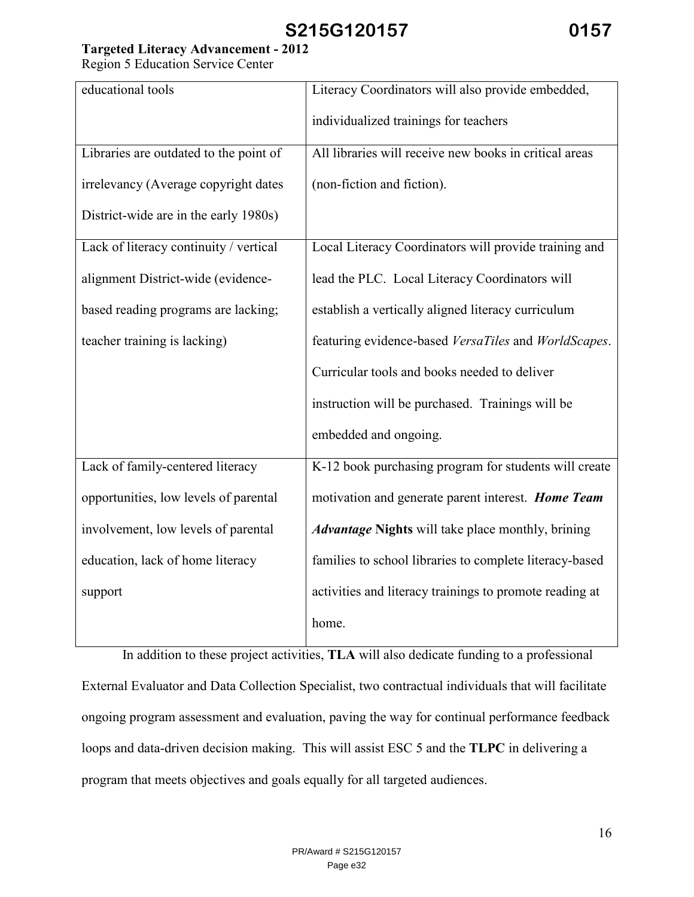| | |
|---|---|
| educational tools | Literacy Coordinators will also provide embedded, individualized trainings for teachers |
| Libraries are outdated to the point of irrelevancy (Average copyright dates District-wide are in the early 1980s) | All libraries will receive new books in critical areas (non-fiction and fiction). |
| Lack of literacy continuity / vertical alignment District-wide (evidence-based reading programs are lacking; teacher training is lacking) | Local Literacy Coordinators will provide training and lead the PLC. Local Literacy Coordinators will establish a vertically aligned literacy curriculum featuring evidence-based *VersaTiles* and *WorldScapes*. Curricular tools and books needed to deliver instruction will be purchased. Trainings will be embedded and ongoing. |
| Lack of family-centered literacy opportunities, low levels of parental involvement, low levels of parental education, lack of home literacy support | K-12 book purchasing program for students will create motivation and generate parent interest. ***Home Team Advantage* Nights** will take place monthly, brining families to school libraries to complete literacy-based activities and literacy trainings to promote reading at home. |

In addition to these project activities, **TLA** will also dedicate funding to a professional External Evaluator and Data Collection Specialist, two contractual individuals that will facilitate ongoing program assessment and evaluation, paving the way for continual performance feedback loops and data-driven decision making. This will assist ESC 5 and the **TLPC** in delivering a program that meets objectives and goals equally for all targeted audiences.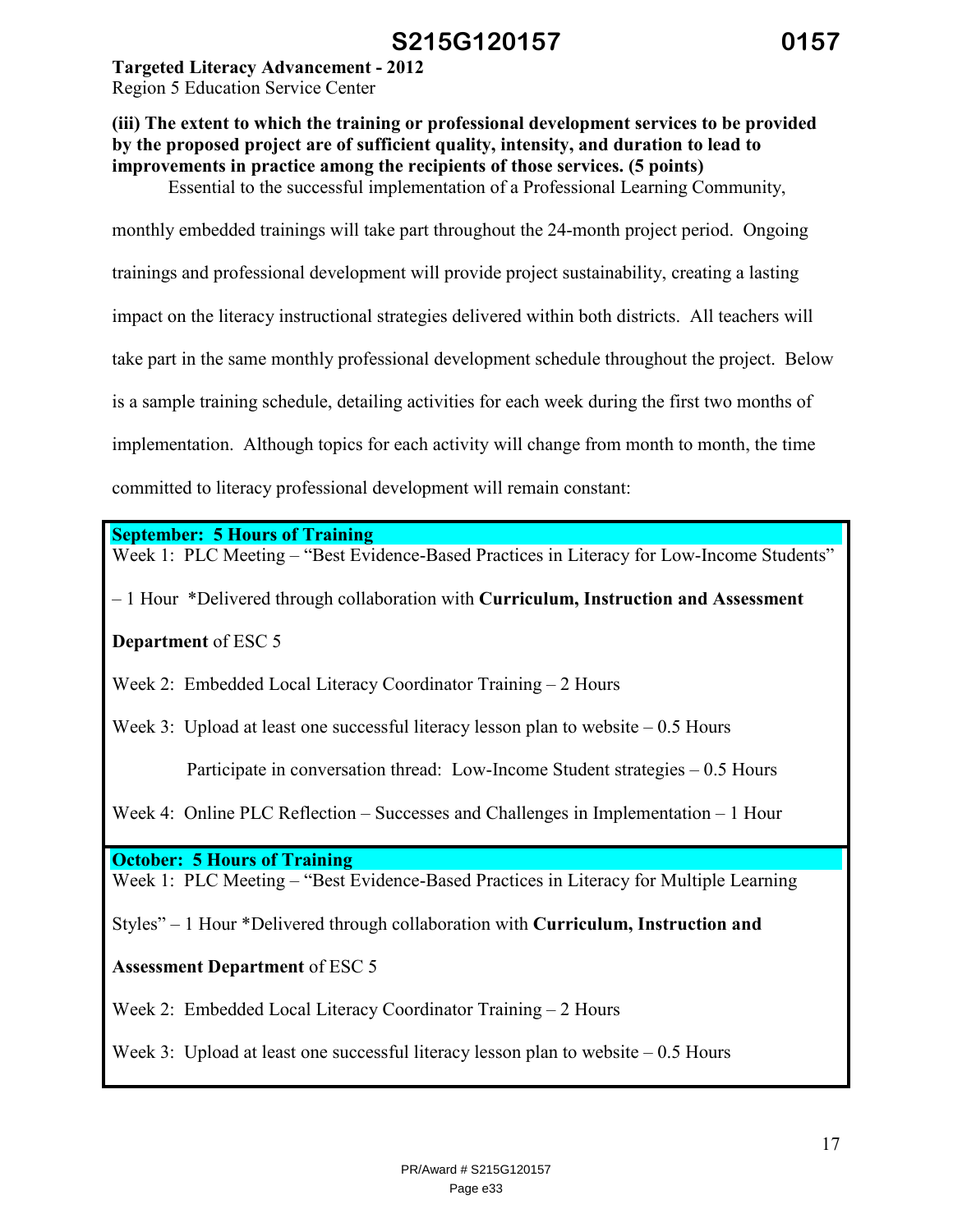**Targeted Literacy Advancement - 2012**
Region 5 Education Service Center

**(iii) The extent to which the training or professional development services to be provided by the proposed project are of sufficient quality, intensity, and duration to lead to improvements in practice among the recipients of those services. (5 points)**

Essential to the successful implementation of a Professional Learning Community, monthly embedded trainings will take part throughout the 24-month project period. Ongoing trainings and professional development will provide project sustainability, creating a lasting impact on the literacy instructional strategies delivered within both districts. All teachers will take part in the same monthly professional development schedule throughout the project. Below is a sample training schedule, detailing activities for each week during the first two months of implementation. Although topics for each activity will change from month to month, the time committed to literacy professional development will remain constant:

**September: 5 Hours of Training**

Week 1: PLC Meeting – "Best Evidence-Based Practices in Literacy for Low-Income Students" – 1 Hour *Delivered through collaboration with **Curriculum, Instruction and Assessment Department** of ESC 5

Week 2: Embedded Local Literacy Coordinator Training – 2 Hours

Week 3: Upload at least one successful literacy lesson plan to website – 0.5 Hours

Participate in conversation thread: Low-Income Student strategies – 0.5 Hours

Week 4: Online PLC Reflection – Successes and Challenges in Implementation – 1 Hour

**October: 5 Hours of Training**

Week 1: PLC Meeting – "Best Evidence-Based Practices in Literacy for Multiple Learning Styles" – 1 Hour *Delivered through collaboration with **Curriculum, Instruction and Assessment Department** of ESC 5

Week 2: Embedded Local Literacy Coordinator Training – 2 Hours

Week 3: Upload at least one successful literacy lesson plan to website – 0.5 Hours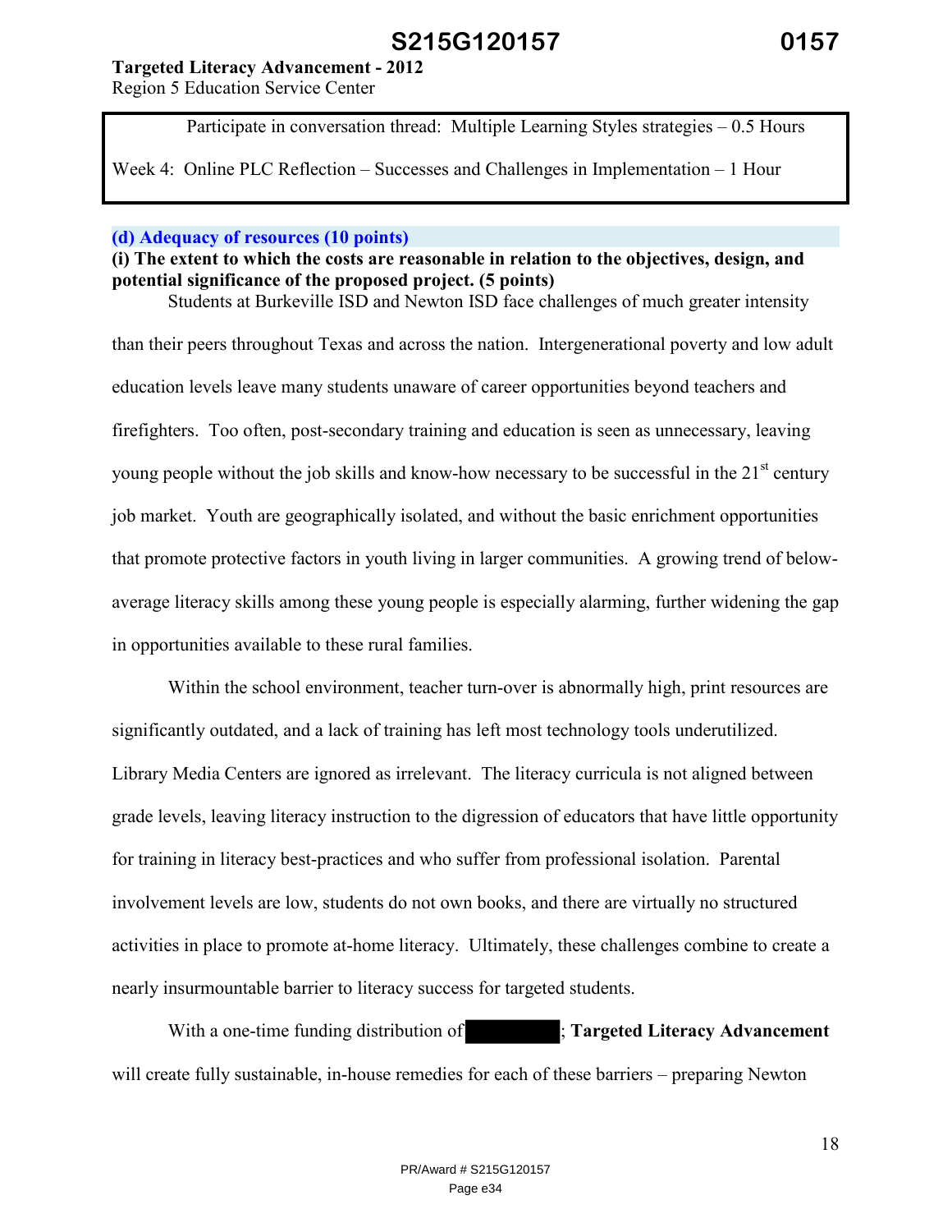Participate in conversation thread: Multiple Learning Styles strategies – 0.5 Hours

Week 4: Online PLC Reflection – Successes and Challenges in Implementation – 1 Hour

### (d) Adequacy of resources (10 points)

**(i) The extent to which the costs are reasonable in relation to the objectives, design, and potential significance of the proposed project. (5 points)**

Students at Burkeville ISD and Newton ISD face challenges of much greater intensity than their peers throughout Texas and across the nation. Intergenerational poverty and low adult education levels leave many students unaware of career opportunities beyond teachers and firefighters. Too often, post-secondary training and education is seen as unnecessary, leaving young people without the job skills and know-how necessary to be successful in the 21st century job market. Youth are geographically isolated, and without the basic enrichment opportunities that promote protective factors in youth living in larger communities. A growing trend of below-average literacy skills among these young people is especially alarming, further widening the gap in opportunities available to these rural families.

Within the school environment, teacher turn-over is abnormally high, print resources are significantly outdated, and a lack of training has left most technology tools underutilized. Library Media Centers are ignored as irrelevant. The literacy curricula is not aligned between grade levels, leaving literacy instruction to the digression of educators that have little opportunity for training in literacy best-practices and who suffer from professional isolation. Parental involvement levels are low, students do not own books, and there are virtually no structured activities in place to promote at-home literacy. Ultimately, these challenges combine to create a nearly insurmountable barrier to literacy success for targeted students.

With a one-time funding distribution of [REDACTED]; **Targeted Literacy Advancement** will create fully sustainable, in-house remedies for each of these barriers – preparing Newton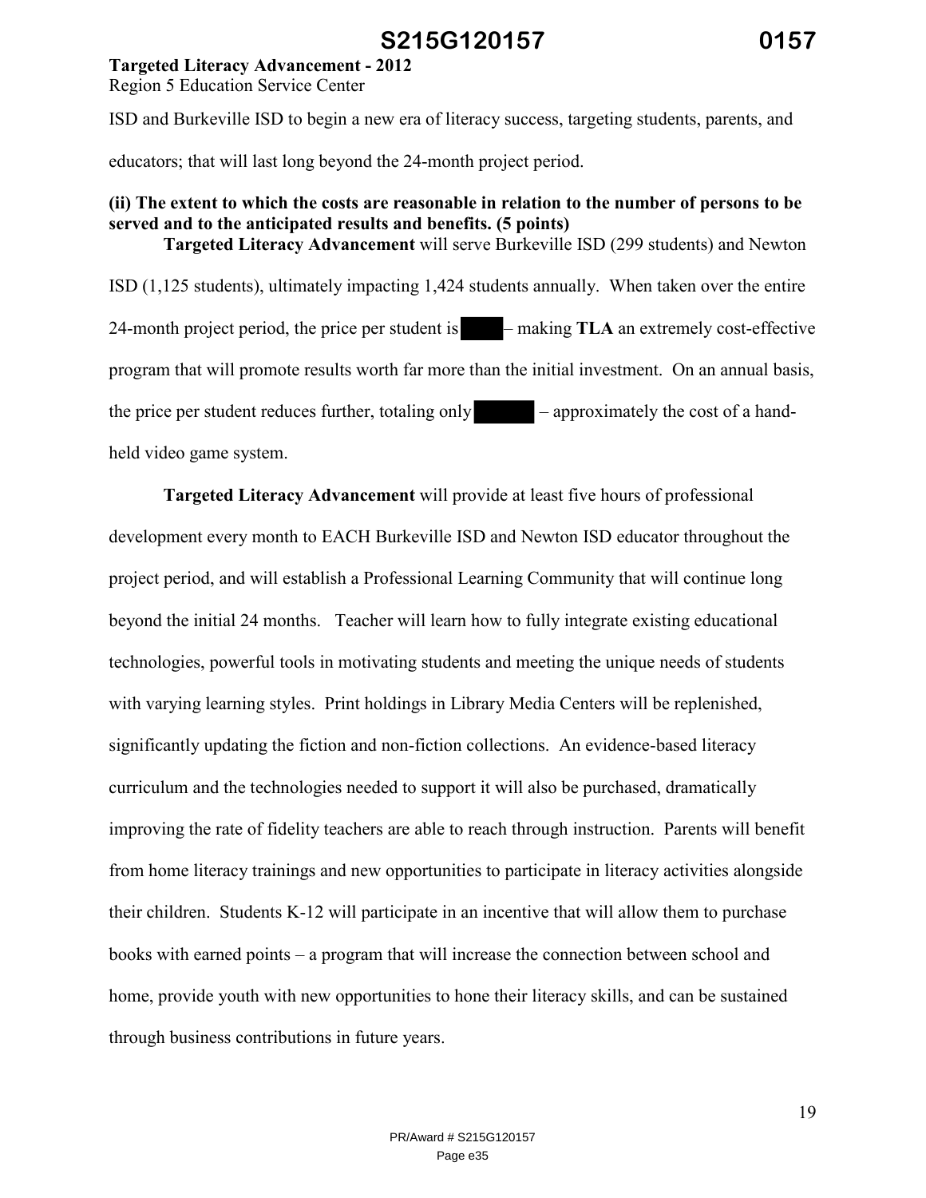ISD and Burkeville ISD to begin a new era of literacy success, targeting students, parents, and educators; that will last long beyond the 24-month project period.

**(ii) The extent to which the costs are reasonable in relation to the number of persons to be served and to the anticipated results and benefits. (5 points)**

**Targeted Literacy Advancement** will serve Burkeville ISD (299 students) and Newton ISD (1,125 students), ultimately impacting 1,424 students annually. When taken over the entire 24-month project period, the price per student is – making **TLA** an extremely cost-effective program that will promote results worth far more than the initial investment. On an annual basis, the price per student reduces further, totaling only – approximately the cost of a hand-held video game system.

**Targeted Literacy Advancement** will provide at least five hours of professional development every month to EACH Burkeville ISD and Newton ISD educator throughout the project period, and will establish a Professional Learning Community that will continue long beyond the initial 24 months. Teacher will learn how to fully integrate existing educational technologies, powerful tools in motivating students and meeting the unique needs of students with varying learning styles. Print holdings in Library Media Centers will be replenished, significantly updating the fiction and non-fiction collections. An evidence-based literacy curriculum and the technologies needed to support it will also be purchased, dramatically improving the rate of fidelity teachers are able to reach through instruction. Parents will benefit from home literacy trainings and new opportunities to participate in literacy activities alongside their children. Students K-12 will participate in an incentive that will allow them to purchase books with earned points – a program that will increase the connection between school and home, provide youth with new opportunities to hone their literacy skills, and can be sustained through business contributions in future years.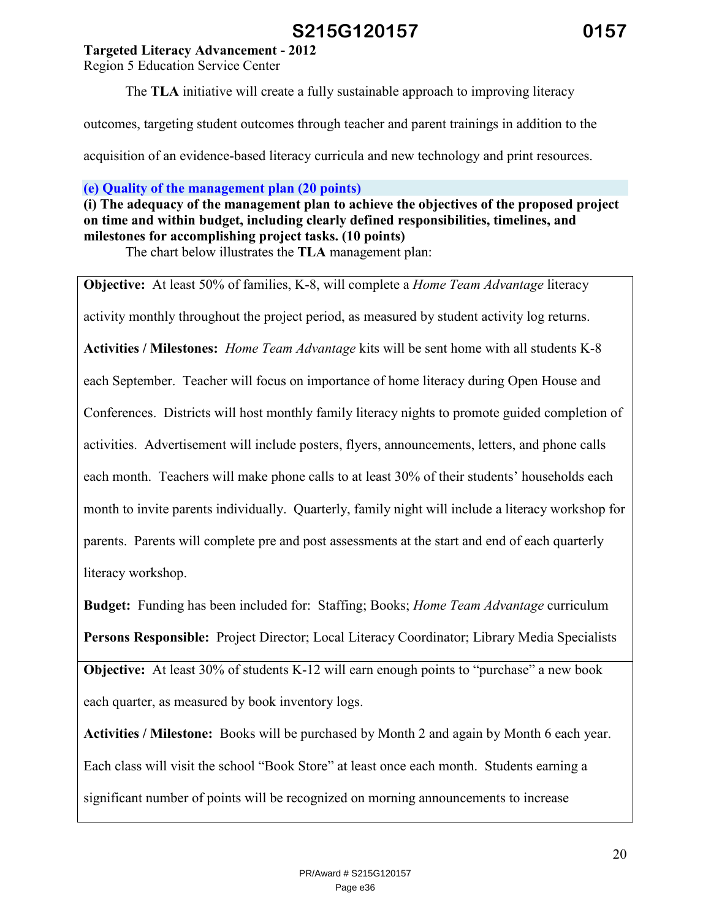**Targeted Literacy Advancement - 2012**
Region 5 Education Service Center

The **TLA** initiative will create a fully sustainable approach to improving literacy outcomes, targeting student outcomes through teacher and parent trainings in addition to the acquisition of an evidence-based literacy curricula and new technology and print resources.

### (e) Quality of the management plan (20 points)

**(i) The adequacy of the management plan to achieve the objectives of the proposed project on time and within budget, including clearly defined responsibilities, timelines, and milestones for accomplishing project tasks. (10 points)**

The chart below illustrates the **TLA** management plan:

| |
|---|
| **Objective:** At least 50% of families, K-8, will complete a *Home Team Advantage* literacy activity monthly throughout the project period, as measured by student activity log returns.<br><br>**Activities / Milestones:** *Home Team Advantage* kits will be sent home with all students K-8 each September. Teacher will focus on importance of home literacy during Open House and Conferences. Districts will host monthly family literacy nights to promote guided completion of activities. Advertisement will include posters, flyers, announcements, letters, and phone calls each month. Teachers will make phone calls to at least 30% of their students' households each month to invite parents individually. Quarterly, family night will include a literacy workshop for parents. Parents will complete pre and post assessments at the start and end of each quarterly literacy workshop.<br><br>**Budget:** Funding has been included for: Staffing; Books; *Home Team Advantage* curriculum<br><br>**Persons Responsible:** Project Director; Local Literacy Coordinator; Library Media Specialists |
| **Objective:** At least 30% of students K-12 will earn enough points to "purchase" a new book each quarter, as measured by book inventory logs.<br><br>**Activities / Milestone:** Books will be purchased by Month 2 and again by Month 6 each year. Each class will visit the school "Book Store" at least once each month. Students earning a significant number of points will be recognized on morning announcements to increase |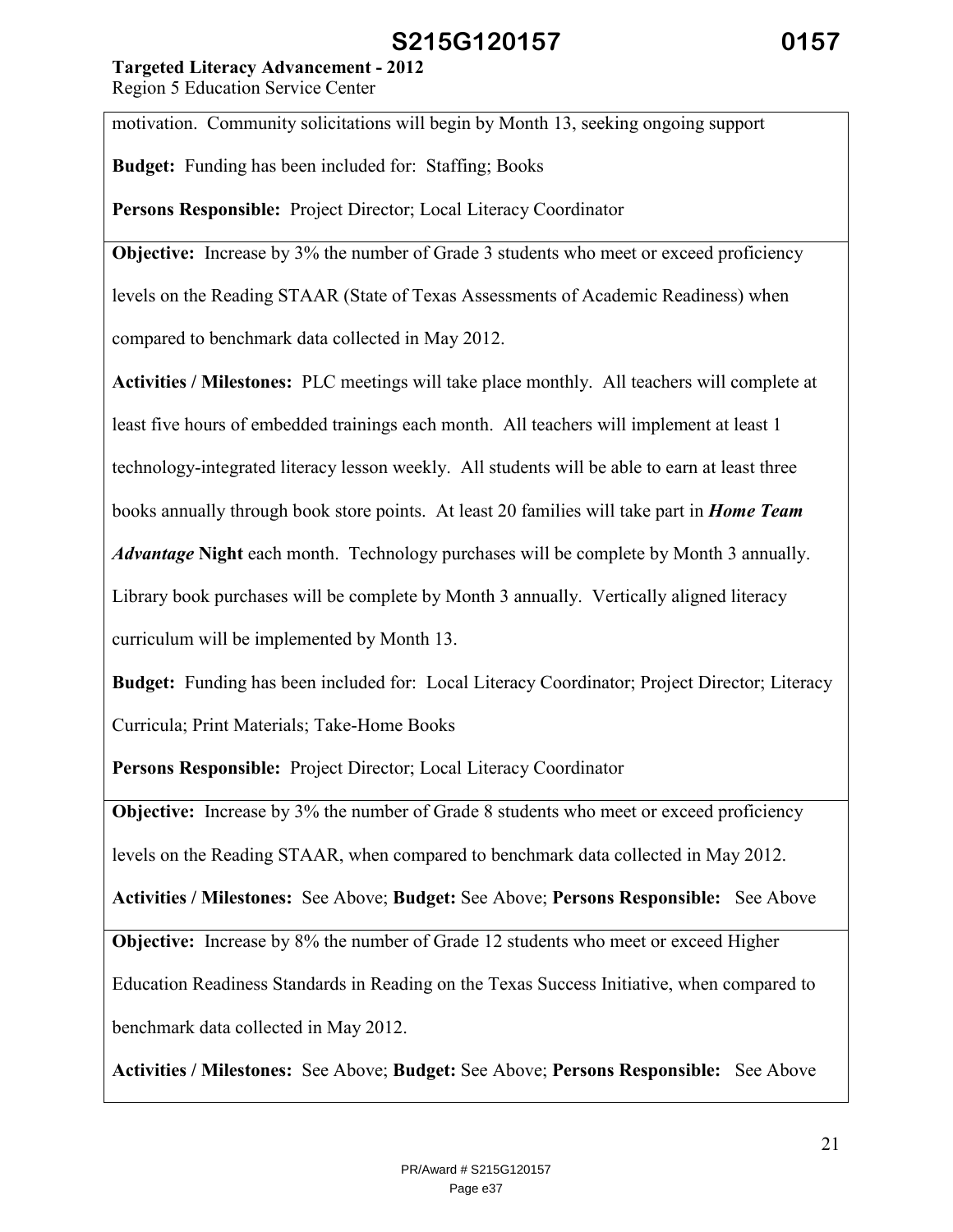motivation. Community solicitations will begin by Month 13, seeking ongoing support

**Budget:** Funding has been included for: Staffing; Books

**Persons Responsible:** Project Director; Local Literacy Coordinator

**Objective:** Increase by 3% the number of Grade 3 students who meet or exceed proficiency levels on the Reading STAAR (State of Texas Assessments of Academic Readiness) when compared to benchmark data collected in May 2012.

**Activities / Milestones:** PLC meetings will take place monthly. All teachers will complete at least five hours of embedded trainings each month. All teachers will implement at least 1 technology-integrated literacy lesson weekly. All students will be able to earn at least three books annually through book store points. At least 20 families will take part in ***Home Team Advantage*** **Night** each month. Technology purchases will be complete by Month 3 annually. Library book purchases will be complete by Month 3 annually. Vertically aligned literacy curriculum will be implemented by Month 13.

**Budget:** Funding has been included for: Local Literacy Coordinator; Project Director; Literacy Curricula; Print Materials; Take-Home Books

**Persons Responsible:** Project Director; Local Literacy Coordinator

**Objective:** Increase by 3% the number of Grade 8 students who meet or exceed proficiency levels on the Reading STAAR, when compared to benchmark data collected in May 2012.

**Activities / Milestones:** See Above; **Budget:** See Above; **Persons Responsible:** See Above

**Objective:** Increase by 8% the number of Grade 12 students who meet or exceed Higher Education Readiness Standards in Reading on the Texas Success Initiative, when compared to benchmark data collected in May 2012.

**Activities / Milestones:** See Above; **Budget:** See Above; **Persons Responsible:** See Above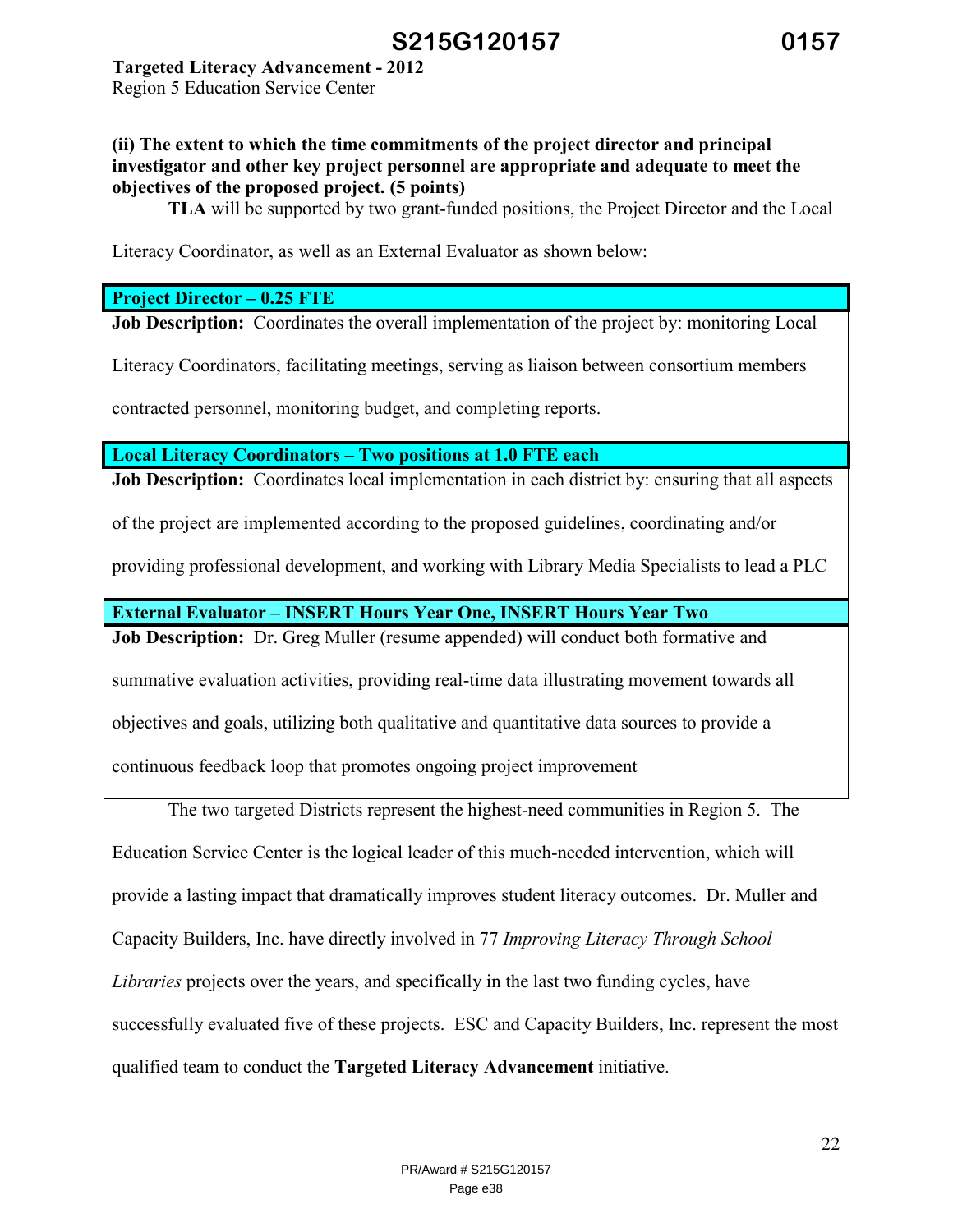**(ii) The extent to which the time commitments of the project director and principal investigator and other key project personnel are appropriate and adequate to meet the objectives of the proposed project. (5 points)**

**TLA** will be supported by two grant-funded positions, the Project Director and the Local Literacy Coordinator, as well as an External Evaluator as shown below:

| **Project Director – 0.25 FTE** |
|---|
| **Job Description:** Coordinates the overall implementation of the project by: monitoring Local Literacy Coordinators, facilitating meetings, serving as liaison between consortium members contracted personnel, monitoring budget, and completing reports. |
| **Local Literacy Coordinators – Two positions at 1.0 FTE each** |
| **Job Description:** Coordinates local implementation in each district by: ensuring that all aspects of the project are implemented according to the proposed guidelines, coordinating and/or providing professional development, and working with Library Media Specialists to lead a PLC |
| **External Evaluator – INSERT Hours Year One, INSERT Hours Year Two** |
| **Job Description:** Dr. Greg Muller (resume appended) will conduct both formative and summative evaluation activities, providing real-time data illustrating movement towards all objectives and goals, utilizing both qualitative and quantitative data sources to provide a continuous feedback loop that promotes ongoing project improvement |

The two targeted Districts represent the highest-need communities in Region 5. The Education Service Center is the logical leader of this much-needed intervention, which will provide a lasting impact that dramatically improves student literacy outcomes. Dr. Muller and Capacity Builders, Inc. have directly involved in 77 *Improving Literacy Through School Libraries* projects over the years, and specifically in the last two funding cycles, have successfully evaluated five of these projects. ESC and Capacity Builders, Inc. represent the most qualified team to conduct the **Targeted Literacy Advancement** initiative.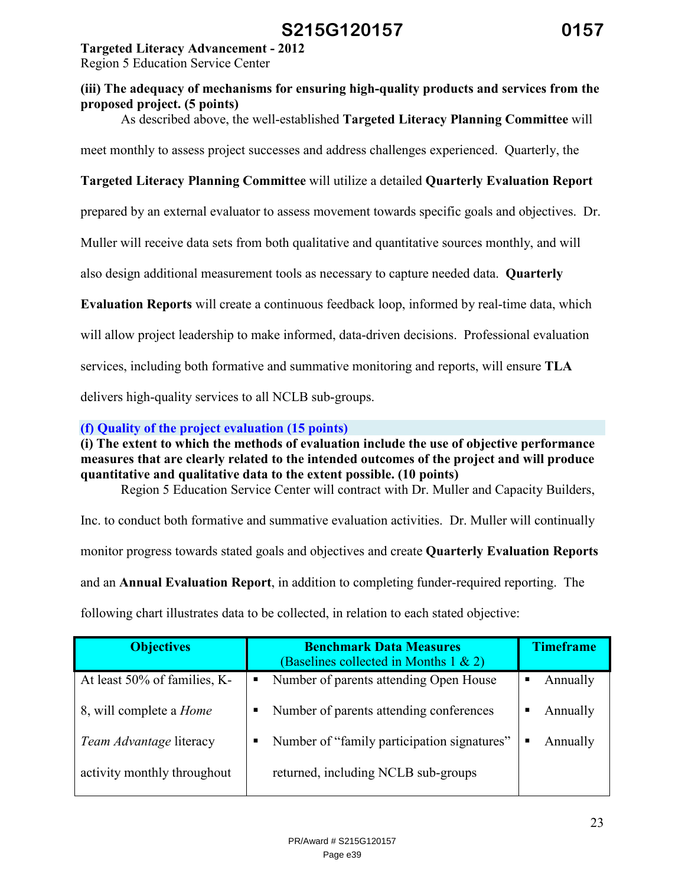**Targeted Literacy Advancement - 2012**
Region 5 Education Service Center

**(iii) The adequacy of mechanisms for ensuring high-quality products and services from the proposed project. (5 points)**

As described above, the well-established **Targeted Literacy Planning Committee** will meet monthly to assess project successes and address challenges experienced. Quarterly, the **Targeted Literacy Planning Committee** will utilize a detailed **Quarterly Evaluation Report** prepared by an external evaluator to assess movement towards specific goals and objectives. Dr. Muller will receive data sets from both qualitative and quantitative sources monthly, and will also design additional measurement tools as necessary to capture needed data. **Quarterly Evaluation Reports** will create a continuous feedback loop, informed by real-time data, which will allow project leadership to make informed, data-driven decisions. Professional evaluation services, including both formative and summative monitoring and reports, will ensure **TLA** delivers high-quality services to all NCLB sub-groups.

## (f) Quality of the project evaluation (15 points)

**(i) The extent to which the methods of evaluation include the use of objective performance measures that are clearly related to the intended outcomes of the project and will produce quantitative and qualitative data to the extent possible. (10 points)**

Region 5 Education Service Center will contract with Dr. Muller and Capacity Builders, Inc. to conduct both formative and summative evaluation activities. Dr. Muller will continually monitor progress towards stated goals and objectives and create **Quarterly Evaluation Reports** and an **Annual Evaluation Report**, in addition to completing funder-required reporting. The following chart illustrates data to be collected, in relation to each stated objective:

| Objectives | Benchmark Data Measures (Baselines collected in Months 1 & 2) | Timeframe |
|---|---|---|
| At least 50% of families, K-8, will complete a *Home Team Advantage* literacy activity monthly throughout | ▪ Number of parents attending Open House<br>▪ Number of parents attending conferences<br>▪ Number of "family participation signatures" returned, including NCLB sub-groups | ▪ Annually<br>▪ Annually<br>▪ Annually |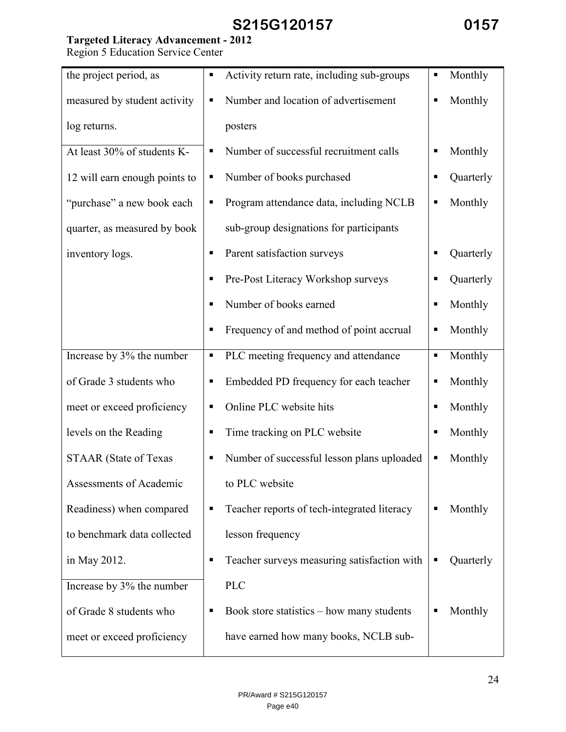**Targeted Literacy Advancement - 2012**
Region 5 Education Service Center

| | | |
|---|---|---|
| the project period, as measured by student activity log returns. | ▪ Activity return rate, including sub-groups<br>▪ Number and location of advertisement posters | ▪ Monthly<br>▪ Monthly |
| At least 30% of students K-12 will earn enough points to "purchase" a new book each quarter, as measured by book inventory logs. | ▪ Number of successful recruitment calls<br>▪ Number of books purchased<br>▪ Program attendance data, including NCLB sub-group designations for participants<br>▪ Parent satisfaction surveys<br>▪ Pre-Post Literacy Workshop surveys<br>▪ Number of books earned<br>▪ Frequency of and method of point accrual | ▪ Monthly<br>▪ Quarterly<br>▪ Monthly<br>▪ Quarterly<br>▪ Quarterly<br>▪ Monthly<br>▪ Monthly |
| Increase by 3% the number of Grade 3 students who meet or exceed proficiency levels on the Reading STAAR (State of Texas Assessments of Academic Readiness) when compared to benchmark data collected in May 2012.<br><br>Increase by 3% the number of Grade 8 students who meet or exceed proficiency | ▪ PLC meeting frequency and attendance<br>▪ Embedded PD frequency for each teacher<br>▪ Online PLC website hits<br>▪ Time tracking on PLC website<br>▪ Number of successful lesson plans uploaded to PLC website<br>▪ Teacher reports of tech-integrated literacy lesson frequency<br>▪ Teacher surveys measuring satisfaction with PLC<br>▪ Book store statistics – how many students have earned how many books, NCLB sub- | ▪ Monthly<br>▪ Monthly<br>▪ Monthly<br>▪ Monthly<br>▪ Monthly<br>▪ Monthly<br>▪ Quarterly<br>▪ Monthly |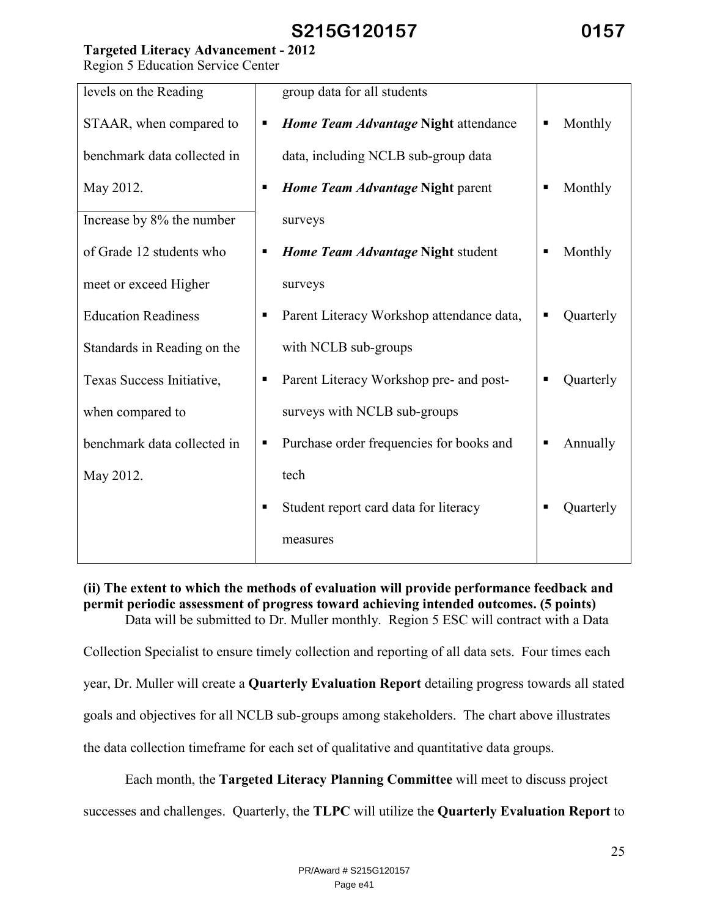| | | |
|---|---|---|
| levels on the Reading STAAR, when compared to benchmark data collected in May 2012. | group data for all students | |
| | ▪ ***Home Team Advantage* Night** attendance data, including NCLB sub-group data | ▪ Monthly |
| | ▪ ***Home Team Advantage* Night** parent surveys | ▪ Monthly |
| Increase by 8% the number of Grade 12 students who meet or exceed Higher Education Readiness Standards in Reading on the Texas Success Initiative, when compared to benchmark data collected in May 2012. | ▪ ***Home Team Advantage* Night** student surveys | ▪ Monthly |
| | ▪ Parent Literacy Workshop attendance data, with NCLB sub-groups | ▪ Quarterly |
| | ▪ Parent Literacy Workshop pre- and post-surveys with NCLB sub-groups | ▪ Quarterly |
| | ▪ Purchase order frequencies for books and tech | ▪ Annually |
| | ▪ Student report card data for literacy measures | ▪ Quarterly |

**(ii) The extent to which the methods of evaluation will provide performance feedback and permit periodic assessment of progress toward achieving intended outcomes. (5 points)**

Data will be submitted to Dr. Muller monthly. Region 5 ESC will contract with a Data Collection Specialist to ensure timely collection and reporting of all data sets. Four times each year, Dr. Muller will create a **Quarterly Evaluation Report** detailing progress towards all stated goals and objectives for all NCLB sub-groups among stakeholders. The chart above illustrates the data collection timeframe for each set of qualitative and quantitative data groups.

Each month, the **Targeted Literacy Planning Committee** will meet to discuss project successes and challenges. Quarterly, the **TLPC** will utilize the **Quarterly Evaluation Report** to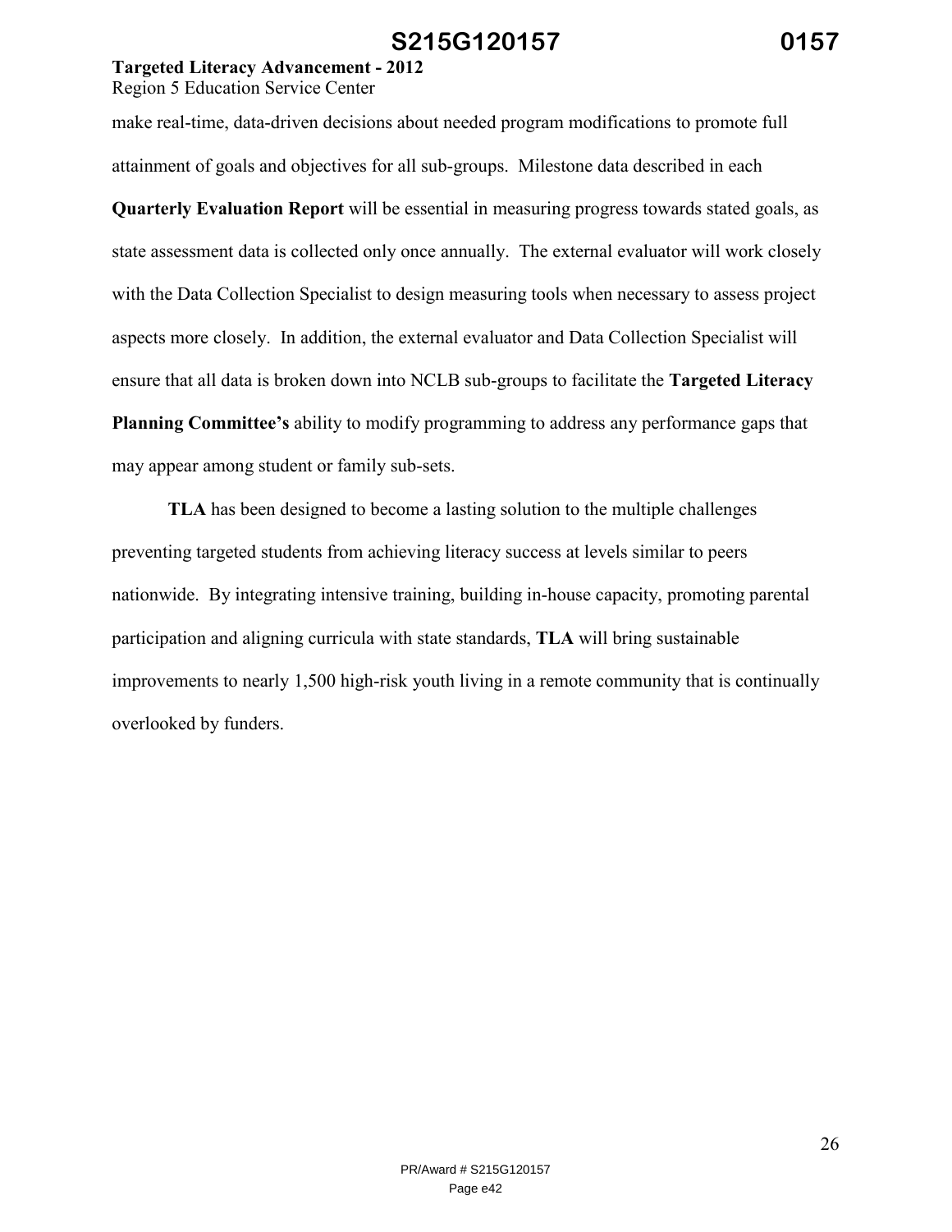make real-time, data-driven decisions about needed program modifications to promote full attainment of goals and objectives for all sub-groups. Milestone data described in each **Quarterly Evaluation Report** will be essential in measuring progress towards stated goals, as state assessment data is collected only once annually. The external evaluator will work closely with the Data Collection Specialist to design measuring tools when necessary to assess project aspects more closely. In addition, the external evaluator and Data Collection Specialist will ensure that all data is broken down into NCLB sub-groups to facilitate the **Targeted Literacy Planning Committee's** ability to modify programming to address any performance gaps that may appear among student or family sub-sets.

**TLA** has been designed to become a lasting solution to the multiple challenges preventing targeted students from achieving literacy success at levels similar to peers nationwide. By integrating intensive training, building in-house capacity, promoting parental participation and aligning curricula with state standards, **TLA** will bring sustainable improvements to nearly 1,500 high-risk youth living in a remote community that is continually overlooked by funders.